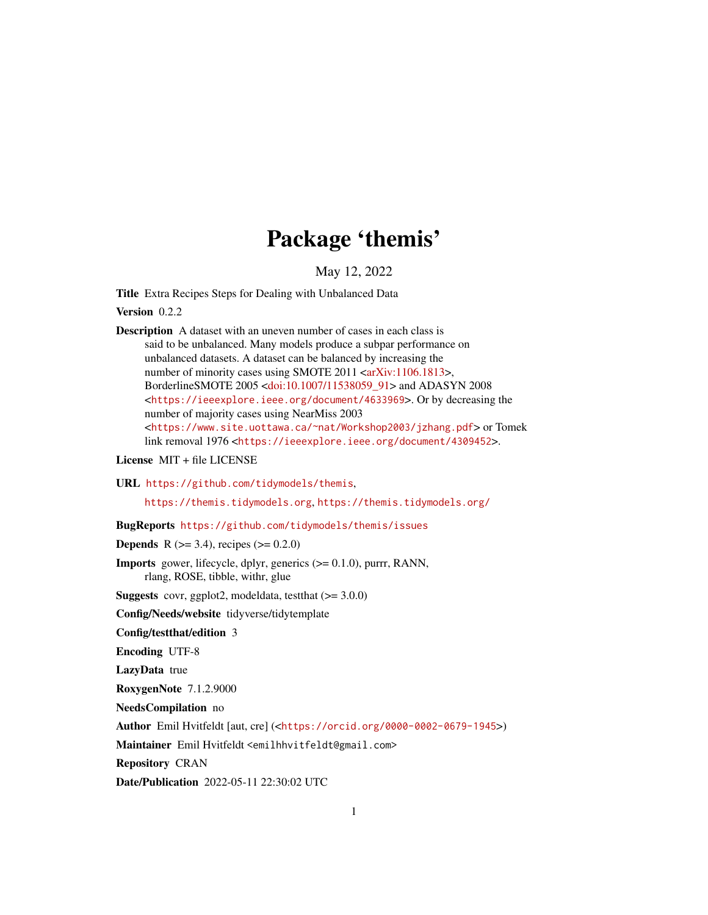# Package 'themis'

May 12, 2022

**Title** Extra Recipes Steps for Dealing with Unbalanced Data

**Version** 0.2.2

**Description** A dataset with an uneven number of cases in each class is said to be unbalanced. Many models produce a subpar performance on unbalanced datasets. A dataset can be balanced by increasing the number of minority cases using SMOTE 2011 <arXiv:1106.1813>, BorderlineSMOTE 2005 <doi:10.1007/11538059_91> and ADASYN 2008 <https://ieeexplore.ieee.org/document/4633969>. Or by decreasing the number of majority cases using NearMiss 2003 <https://www.site.uottawa.ca/~nat/Workshop2003/jzhang.pdf> or Tomek link removal 1976 <https://ieeexplore.ieee.org/document/4309452>.

**License** MIT + file LICENSE

**URL** https://github.com/tidymodels/themis, https://themis.tidymodels.org, https://themis.tidymodels.org/

**BugReports** https://github.com/tidymodels/themis/issues

**Depends** R (>= 3.4), recipes (>= 0.2.0)

**Imports** gower, lifecycle, dplyr, generics (>= 0.1.0), purrr, RANN, rlang, ROSE, tibble, withr, glue

**Suggests** covr, ggplot2, modeldata, testthat (>= 3.0.0)

**Config/Needs/website** tidyverse/tidytemplate

**Config/testthat/edition** 3

**Encoding** UTF-8

**LazyData** true

**RoxygenNote** 7.1.2.9000

**NeedsCompilation** no

**Author** Emil Hvitfeldt [aut, cre] (<https://orcid.org/0000-0002-0679-1945>)

**Maintainer** Emil Hvitfeldt <emilhhvitfeldt@gmail.com>

**Repository** CRAN

**Date/Publication** 2022-05-11 22:30:02 UTC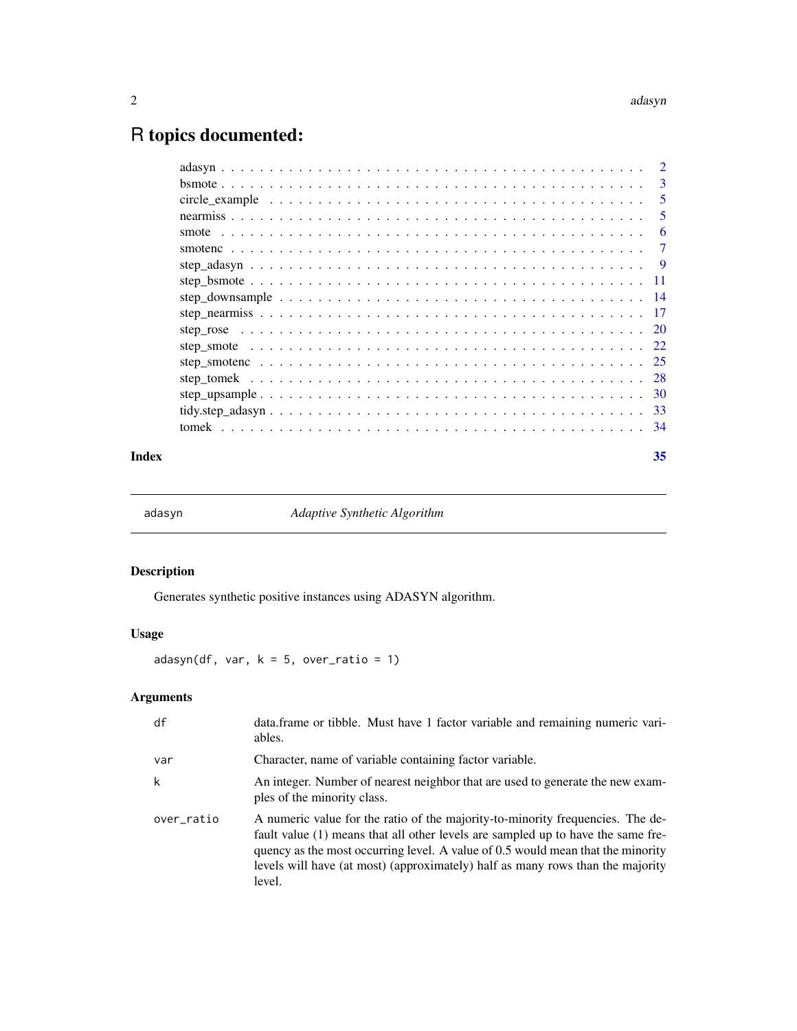# R topics documented:

| | |
|---|---|
| adasyn | 2 |
| bsmote | 3 |
| circle_example | 5 |
| nearmiss | 5 |
| smote | 6 |
| smotenc | 7 |
| step_adasyn | 9 |
| step_bsmote | 11 |
| step_downsample | 14 |
| step_nearmiss | 17 |
| step_rose | 20 |
| step_smote | 22 |
| step_smotenc | 25 |
| step_tomek | 28 |
| step_upsample | 30 |
| tidy.step_adasyn | 33 |
| tomek | 34 |

**Index** **35**

---

adasyn *Adaptive Synthetic Algorithm*

---

## Description

Generates synthetic positive instances using ADASYN algorithm.

## Usage

```
adasyn(df, var, k = 5, over_ratio = 1)
```

## Arguments

| | |
|---|---|
| df | data.frame or tibble. Must have 1 factor variable and remaining numeric variables. |
| var | Character, name of variable containing factor variable. |
| k | An integer. Number of nearest neighbor that are used to generate the new examples of the minority class. |
| over_ratio | A numeric value for the ratio of the majority-to-minority frequencies. The default value (1) means that all other levels are sampled up to have the same frequency as the most occurring level. A value of 0.5 would mean that the minority levels will have (at most) (approximately) half as many rows than the majority level. |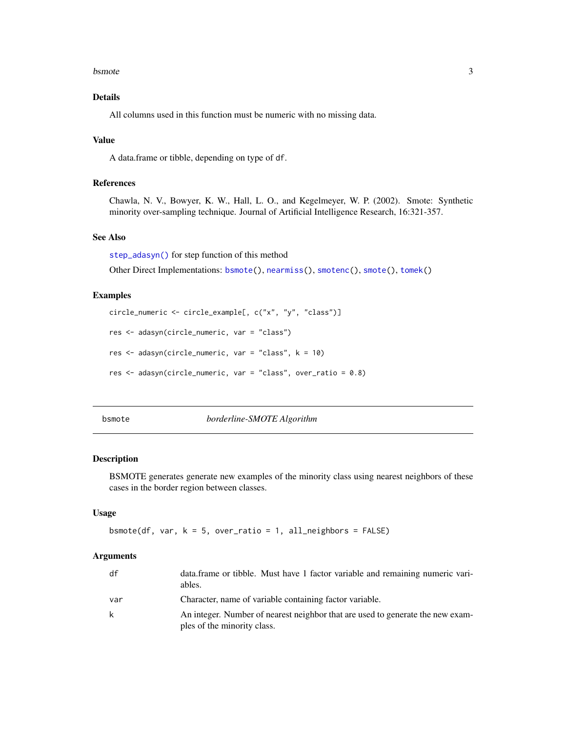### Details

All columns used in this function must be numeric with no missing data.

### Value

A data.frame or tibble, depending on type of `df`.

### References

Chawla, N. V., Bowyer, K. W., Hall, L. O., and Kegelmeyer, W. P. (2002). Smote: Synthetic minority over-sampling technique. Journal of Artificial Intelligence Research, 16:321-357.

### See Also

`step_adasyn()` for step function of this method

Other Direct Implementations: `bsmote()`, `nearmiss()`, `smotenc()`, `smote()`, `tomek()`

### Examples

```
circle_numeric <- circle_example[, c("x", "y", "class")]

res <- adasyn(circle_numeric, var = "class")

res <- adasyn(circle_numeric, var = "class", k = 10)

res <- adasyn(circle_numeric, var = "class", over_ratio = 0.8)
```

---

## bsmote — *borderline-SMOTE Algorithm*

### Description

BSMOTE generates generate new examples of the minority class using nearest neighbors of these cases in the border region between classes.

### Usage

```
bsmote(df, var, k = 5, over_ratio = 1, all_neighbors = FALSE)
```

### Arguments

| | |
|---|---|
| df | data.frame or tibble. Must have 1 factor variable and remaining numeric variables. |
| var | Character, name of variable containing factor variable. |
| k | An integer. Number of nearest neighbor that are used to generate the new examples of the minority class. |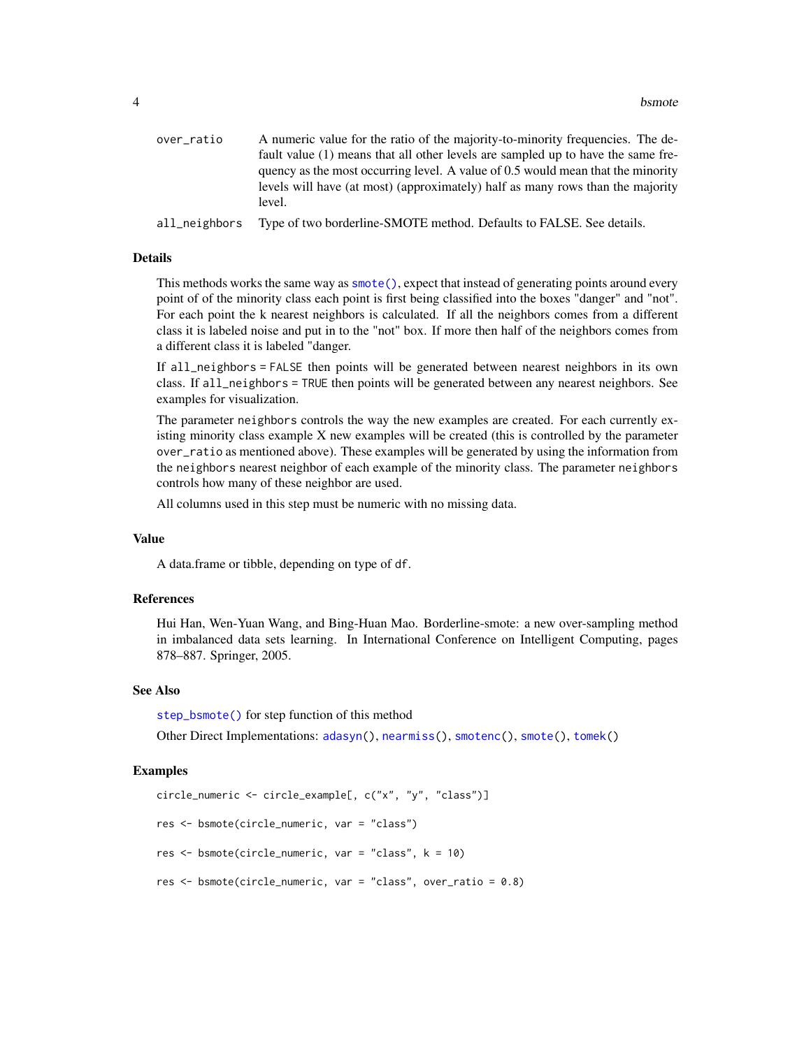| | |
|---|---|
| over_ratio | A numeric value for the ratio of the majority-to-minority frequencies. The default value (1) means that all other levels are sampled up to have the same frequency as the most occurring level. A value of 0.5 would mean that the minority levels will have (at most) (approximately) half as many rows than the majority level. |
| all_neighbors | Type of two borderline-SMOTE method. Defaults to FALSE. See details. |

### Details

This methods works the same way as `smote()`, expect that instead of generating points around every point of of the minority class each point is first being classified into the boxes "danger" and "not". For each point the k nearest neighbors is calculated. If all the neighbors comes from a different class it is labeled noise and put in to the "not" box. If more then half of the neighbors comes from a different class it is labeled "danger.

If `all_neighbors = FALSE` then points will be generated between nearest neighbors in its own class. If `all_neighbors = TRUE` then points will be generated between any nearest neighbors. See examples for visualization.

The parameter `neighbors` controls the way the new examples are created. For each currently existing minority class example X new examples will be created (this is controlled by the parameter `over_ratio` as mentioned above). These examples will be generated by using the information from the `neighbors` nearest neighbor of each example of the minority class. The parameter `neighbors` controls how many of these neighbor are used.

All columns used in this step must be numeric with no missing data.

### Value

A data.frame or tibble, depending on type of `df`.

### References

Hui Han, Wen-Yuan Wang, and Bing-Huan Mao. Borderline-smote: a new over-sampling method in imbalanced data sets learning. In International Conference on Intelligent Computing, pages 878–887. Springer, 2005.

### See Also

`step_bsmote()` for step function of this method

Other Direct Implementations: `adasyn()`, `nearmiss()`, `smotenc()`, `smote()`, `tomek()`

### Examples

```
circle_numeric <- circle_example[, c("x", "y", "class")]

res <- bsmote(circle_numeric, var = "class")

res <- bsmote(circle_numeric, var = "class", k = 10)

res <- bsmote(circle_numeric, var = "class", over_ratio = 0.8)
```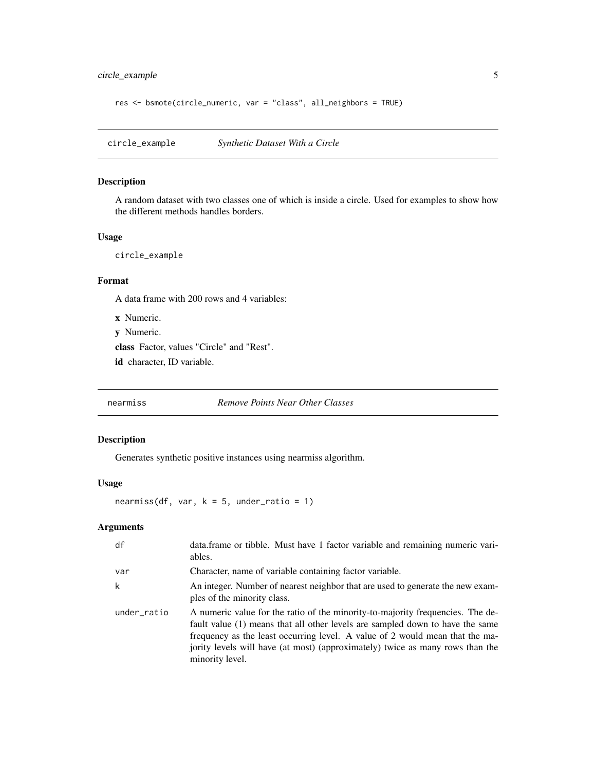```
res <- bsmote(circle_numeric, var = "class", all_neighbors = TRUE)
```

## circle_example — *Synthetic Dataset With a Circle*

### Description

A random dataset with two classes one of which is inside a circle. Used for examples to show how the different methods handles borders.

### Usage

```
circle_example
```

### Format

A data frame with 200 rows and 4 variables:

**x** Numeric.

**y** Numeric.

**class** Factor, values "Circle" and "Rest".

**id** character, ID variable.

## nearmiss — *Remove Points Near Other Classes*

### Description

Generates synthetic positive instances using nearmiss algorithm.

### Usage

```
nearmiss(df, var, k = 5, under_ratio = 1)
```

### Arguments

| Argument | Description |
|---|---|
| df | data.frame or tibble. Must have 1 factor variable and remaining numeric variables. |
| var | Character, name of variable containing factor variable. |
| k | An integer. Number of nearest neighbor that are used to generate the new examples of the minority class. |
| under_ratio | A numeric value for the ratio of the minority-to-majority frequencies. The default value (1) means that all other levels are sampled down to have the same frequency as the least occurring level. A value of 2 would mean that the majority levels will have (at most) (approximately) twice as many rows than the minority level. |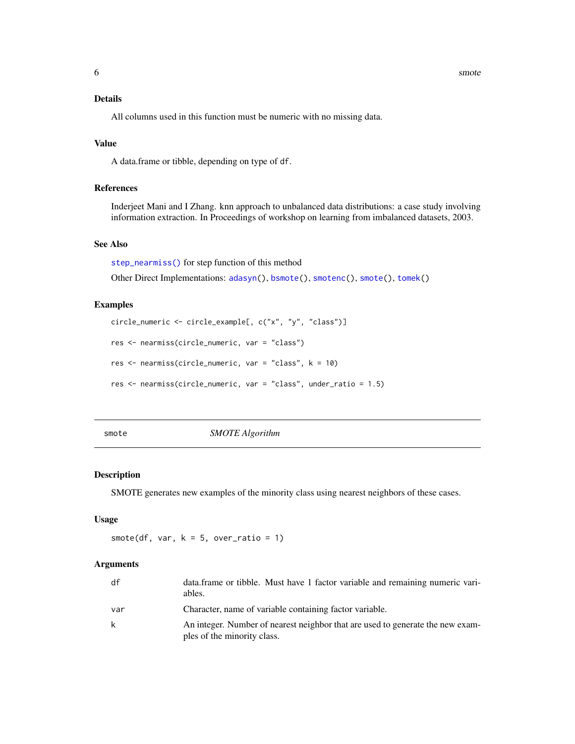### Details

All columns used in this function must be numeric with no missing data.

### Value

A data.frame or tibble, depending on type of `df`.

### References

Inderjeet Mani and I Zhang. knn approach to unbalanced data distributions: a case study involving information extraction. In Proceedings of workshop on learning from imbalanced datasets, 2003.

### See Also

`step_nearmiss()` for step function of this method

Other Direct Implementations: `adasyn()`, `bsmote()`, `smotenc()`, `smote()`, `tomek()`

### Examples

```
circle_numeric <- circle_example[, c("x", "y", "class")]

res <- nearmiss(circle_numeric, var = "class")

res <- nearmiss(circle_numeric, var = "class", k = 10)

res <- nearmiss(circle_numeric, var = "class", under_ratio = 1.5)
```

---

## smote *SMOTE Algorithm*

---

### Description

SMOTE generates new examples of the minority class using nearest neighbors of these cases.

### Usage

```
smote(df, var, k = 5, over_ratio = 1)
```

### Arguments

| | |
|---|---|
| `df` | data.frame or tibble. Must have 1 factor variable and remaining numeric variables. |
| `var` | Character, name of variable containing factor variable. |
| `k` | An integer. Number of nearest neighbor that are used to generate the new examples of the minority class. |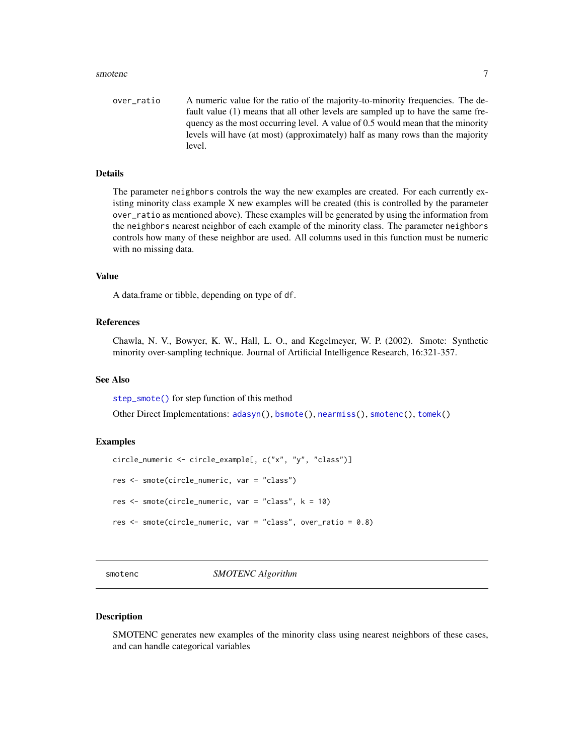over_ratio	A numeric value for the ratio of the majority-to-minority frequencies. The default value (1) means that all other levels are sampled up to have the same frequency as the most occurring level. A value of 0.5 would mean that the minority levels will have (at most) (approximately) half as many rows than the majority level.

### Details

The parameter neighbors controls the way the new examples are created. For each currently existing minority class example X new examples will be created (this is controlled by the parameter over_ratio as mentioned above). These examples will be generated by using the information from the neighbors nearest neighbor of each example of the minority class. The parameter neighbors controls how many of these neighbor are used. All columns used in this function must be numeric with no missing data.

### Value

A data.frame or tibble, depending on type of df.

### References

Chawla, N. V., Bowyer, K. W., Hall, L. O., and Kegelmeyer, W. P. (2002). Smote: Synthetic minority over-sampling technique. Journal of Artificial Intelligence Research, 16:321-357.

### See Also

step_smote() for step function of this method

Other Direct Implementations: adasyn(), bsmote(), nearmiss(), smotenc(), tomek()

### Examples

```
circle_numeric <- circle_example[, c("x", "y", "class")]

res <- smote(circle_numeric, var = "class")

res <- smote(circle_numeric, var = "class", k = 10)

res <- smote(circle_numeric, var = "class", over_ratio = 0.8)
```

---

## smotenc — *SMOTENC Algorithm*

### Description

SMOTENC generates new examples of the minority class using nearest neighbors of these cases, and can handle categorical variables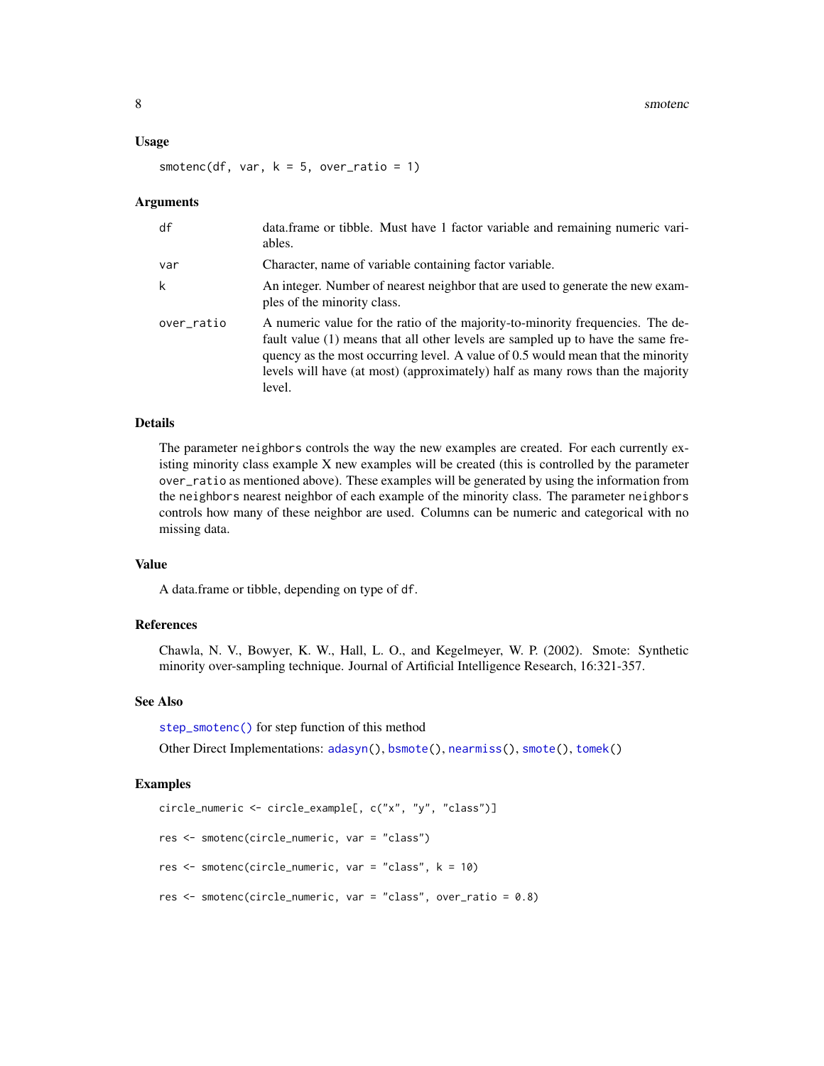### Usage

```
smotenc(df, var, k = 5, over_ratio = 1)
```

### Arguments

| | |
|---|---|
| df | data.frame or tibble. Must have 1 factor variable and remaining numeric variables. |
| var | Character, name of variable containing factor variable. |
| k | An integer. Number of nearest neighbor that are used to generate the new examples of the minority class. |
| over_ratio | A numeric value for the ratio of the majority-to-minority frequencies. The default value (1) means that all other levels are sampled up to have the same frequency as the most occurring level. A value of 0.5 would mean that the minority levels will have (at most) (approximately) half as many rows than the majority level. |

### Details

The parameter `neighbors` controls the way the new examples are created. For each currently existing minority class example X new examples will be created (this is controlled by the parameter `over_ratio` as mentioned above). These examples will be generated by using the information from the `neighbors` nearest neighbor of each example of the minority class. The parameter `neighbors` controls how many of these neighbor are used. Columns can be numeric and categorical with no missing data.

### Value

A data.frame or tibble, depending on type of `df`.

### References

Chawla, N. V., Bowyer, K. W., Hall, L. O., and Kegelmeyer, W. P. (2002). Smote: Synthetic minority over-sampling technique. Journal of Artificial Intelligence Research, 16:321-357.

### See Also

`step_smotenc()` for step function of this method

Other Direct Implementations: `adasyn()`, `bsmote()`, `nearmiss()`, `smote()`, `tomek()`

### Examples

```
circle_numeric <- circle_example[, c("x", "y", "class")]

res <- smotenc(circle_numeric, var = "class")

res <- smotenc(circle_numeric, var = "class", k = 10)

res <- smotenc(circle_numeric, var = "class", over_ratio = 0.8)
```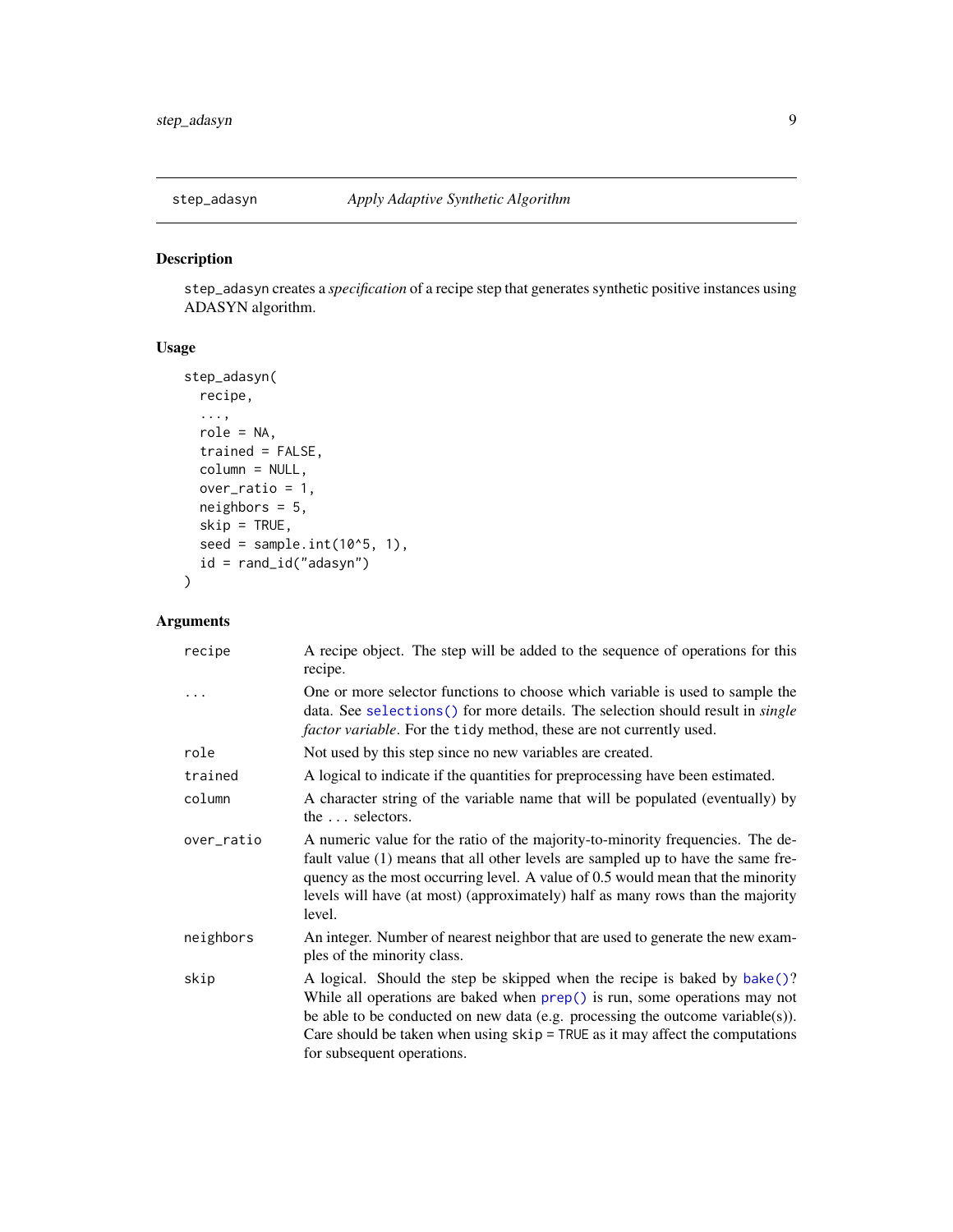## step_adasyn — *Apply Adaptive Synthetic Algorithm*

### Description

step_adasyn creates a *specification* of a recipe step that generates synthetic positive instances using ADASYN algorithm.

### Usage

```
step_adasyn(
  recipe,
  ...,
  role = NA,
  trained = FALSE,
  column = NULL,
  over_ratio = 1,
  neighbors = 5,
  skip = TRUE,
  seed = sample.int(10^5, 1),
  id = rand_id("adasyn")
)
```

### Arguments

| | |
|---|---|
| recipe | A recipe object. The step will be added to the sequence of operations for this recipe. |
| ... | One or more selector functions to choose which variable is used to sample the data. See selections() for more details. The selection should result in *single factor variable*. For the tidy method, these are not currently used. |
| role | Not used by this step since no new variables are created. |
| trained | A logical to indicate if the quantities for preprocessing have been estimated. |
| column | A character string of the variable name that will be populated (eventually) by the ... selectors. |
| over_ratio | A numeric value for the ratio of the majority-to-minority frequencies. The default value (1) means that all other levels are sampled up to have the same frequency as the most occurring level. A value of 0.5 would mean that the minority levels will have (at most) (approximately) half as many rows than the majority level. |
| neighbors | An integer. Number of nearest neighbor that are used to generate the new examples of the minority class. |
| skip | A logical. Should the step be skipped when the recipe is baked by bake()? While all operations are baked when prep() is run, some operations may not be able to be conducted on new data (e.g. processing the outcome variable(s)). Care should be taken when using skip = TRUE as it may affect the computations for subsequent operations. |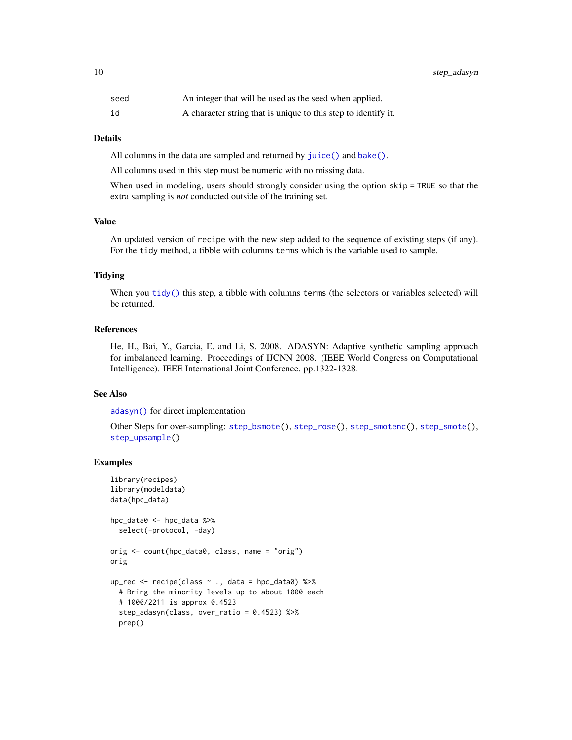| | |
|---|---|
| seed | An integer that will be used as the seed when applied. |
| id | A character string that is unique to this step to identify it. |

### Details

All columns in the data are sampled and returned by `juice()` and `bake()`.

All columns used in this step must be numeric with no missing data.

When used in modeling, users should strongly consider using the option `skip = TRUE` so that the extra sampling is *not* conducted outside of the training set.

### Value

An updated version of `recipe` with the new step added to the sequence of existing steps (if any). For the `tidy` method, a tibble with columns `terms` which is the variable used to sample.

### Tidying

When you `tidy()` this step, a tibble with columns `terms` (the selectors or variables selected) will be returned.

### References

He, H., Bai, Y., Garcia, E. and Li, S. 2008. ADASYN: Adaptive synthetic sampling approach for imbalanced learning. Proceedings of IJCNN 2008. (IEEE World Congress on Computational Intelligence). IEEE International Joint Conference. pp.1322-1328.

### See Also

`adasyn()` for direct implementation

Other Steps for over-sampling: `step_bsmote()`, `step_rose()`, `step_smotenc()`, `step_smote()`, `step_upsample()`

### Examples

```
library(recipes)
library(modeldata)
data(hpc_data)

hpc_data0 <- hpc_data %>%
  select(-protocol, -day)

orig <- count(hpc_data0, class, name = "orig")
orig

up_rec <- recipe(class ~ ., data = hpc_data0) %>%
  # Bring the minority levels up to about 1000 each
  # 1000/2211 is approx 0.4523
  step_adasyn(class, over_ratio = 0.4523) %>%
  prep()
```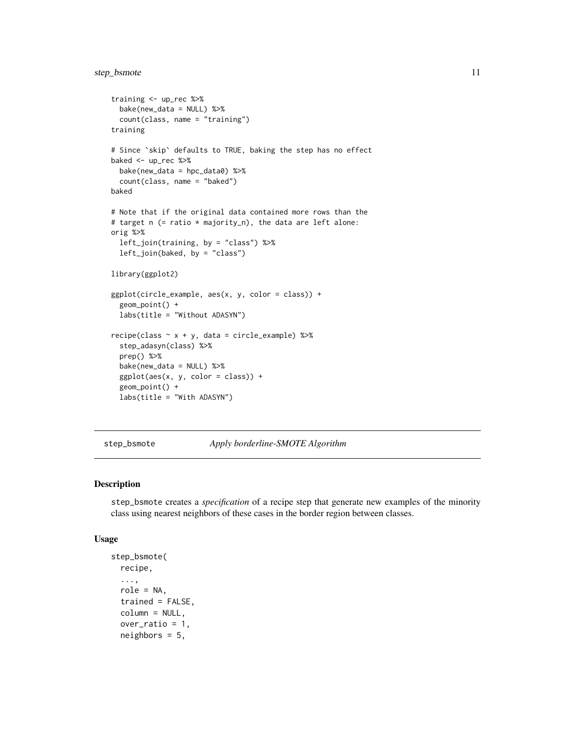```
training <- up_rec %>%
  bake(new_data = NULL) %>%
  count(class, name = "training")
training

# Since `skip` defaults to TRUE, baking the step has no effect
baked <- up_rec %>%
  bake(new_data = hpc_data0) %>%
  count(class, name = "baked")
baked

# Note that if the original data contained more rows than the
# target n (= ratio * majority_n), the data are left alone:
orig %>%
  left_join(training, by = "class") %>%
  left_join(baked, by = "class")

library(ggplot2)

ggplot(circle_example, aes(x, y, color = class)) +
  geom_point() +
  labs(title = "Without ADASYN")

recipe(class ~ x + y, data = circle_example) %>%
  step_adasyn(class) %>%
  prep() %>%
  bake(new_data = NULL) %>%
  ggplot(aes(x, y, color = class)) +
  geom_point() +
  labs(title = "With ADASYN")
```

---

## step_bsmote — *Apply borderline-SMOTE Algorithm*

---

### Description

step_bsmote creates a *specification* of a recipe step that generate new examples of the minority class using nearest neighbors of these cases in the border region between classes.

### Usage

```
step_bsmote(
  recipe,
  ...,
  role = NA,
  trained = FALSE,
  column = NULL,
  over_ratio = 1,
  neighbors = 5,
```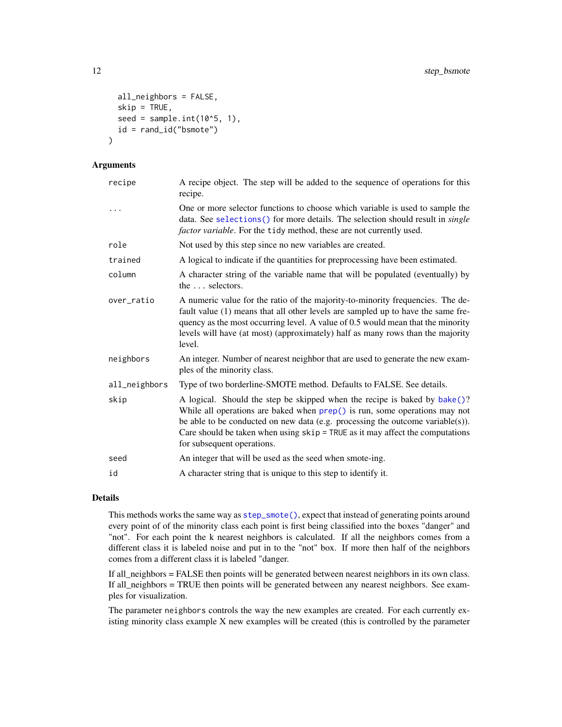```
  all_neighbors = FALSE,
  skip = TRUE,
  seed = sample.int(10^5, 1),
  id = rand_id("bsmote")
)
```

## Arguments

| | |
|---|---|
| recipe | A recipe object. The step will be added to the sequence of operations for this recipe. |
| ... | One or more selector functions to choose which variable is used to sample the data. See selections() for more details. The selection should result in *single factor variable*. For the tidy method, these are not currently used. |
| role | Not used by this step since no new variables are created. |
| trained | A logical to indicate if the quantities for preprocessing have been estimated. |
| column | A character string of the variable name that will be populated (eventually) by the ... selectors. |
| over_ratio | A numeric value for the ratio of the majority-to-minority frequencies. The default value (1) means that all other levels are sampled up to have the same frequency as the most occurring level. A value of 0.5 would mean that the minority levels will have (at most) (approximately) half as many rows than the majority level. |
| neighbors | An integer. Number of nearest neighbor that are used to generate the new examples of the minority class. |
| all_neighbors | Type of two borderline-SMOTE method. Defaults to FALSE. See details. |
| skip | A logical. Should the step be skipped when the recipe is baked by bake()? While all operations are baked when prep() is run, some operations may not be able to be conducted on new data (e.g. processing the outcome variable(s)). Care should be taken when using skip = TRUE as it may affect the computations for subsequent operations. |
| seed | An integer that will be used as the seed when smote-ing. |
| id | A character string that is unique to this step to identify it. |

## Details

This methods works the same way as step_smote(), expect that instead of generating points around every point of of the minority class each point is first being classified into the boxes "danger" and "not". For each point the k nearest neighbors is calculated. If all the neighbors comes from a different class it is labeled noise and put in to the "not" box. If more then half of the neighbors comes from a different class it is labeled "danger.

If all_neighbors = FALSE then points will be generated between nearest neighbors in its own class. If all_neighbors = TRUE then points will be generated between any nearest neighbors. See examples for visualization.

The parameter neighbors controls the way the new examples are created. For each currently existing minority class example X new examples will be created (this is controlled by the parameter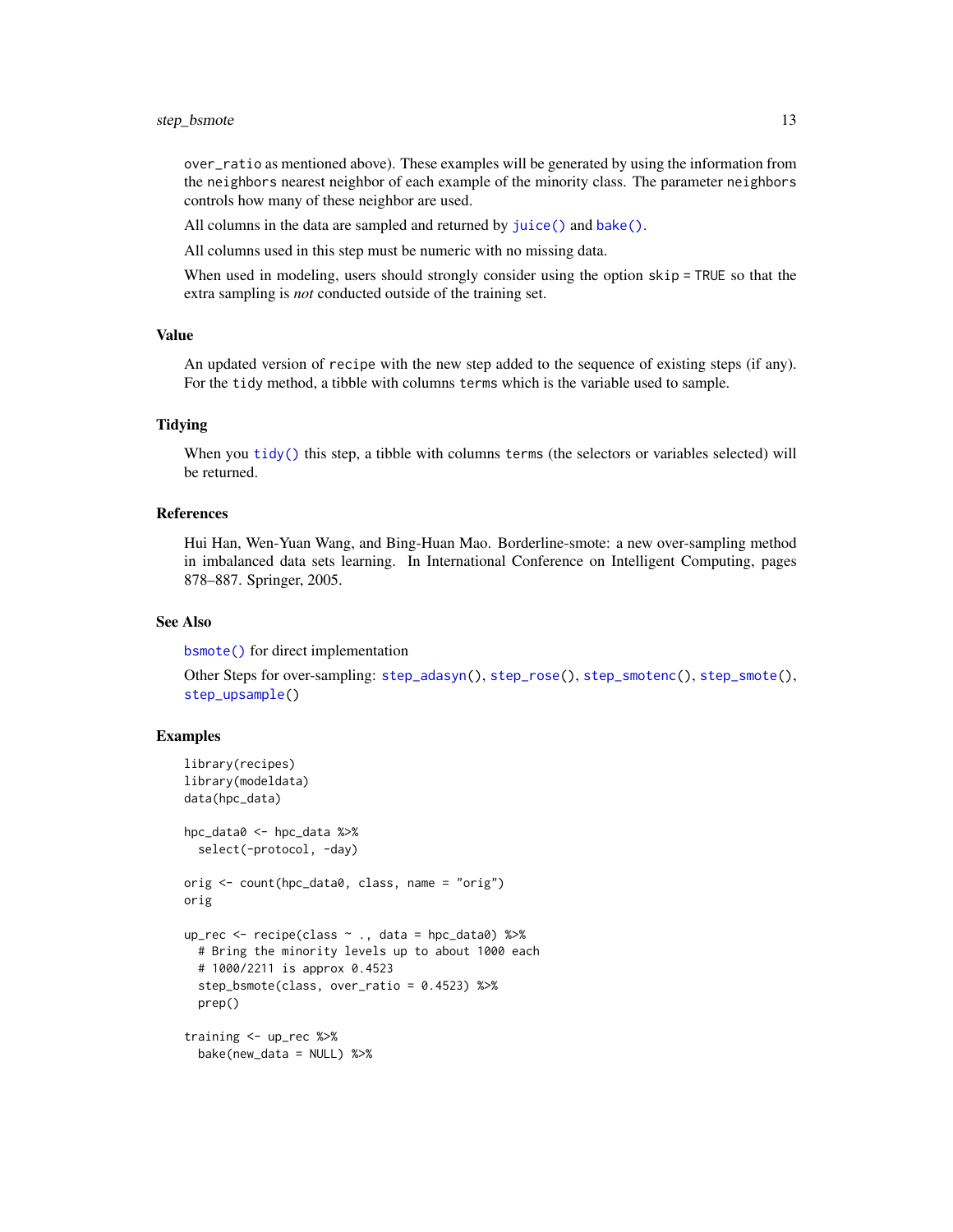over_ratio as mentioned above). These examples will be generated by using the information from the neighbors nearest neighbor of each example of the minority class. The parameter neighbors controls how many of these neighbor are used.

All columns in the data are sampled and returned by juice() and bake().

All columns used in this step must be numeric with no missing data.

When used in modeling, users should strongly consider using the option skip = TRUE so that the extra sampling is *not* conducted outside of the training set.

## Value

An updated version of recipe with the new step added to the sequence of existing steps (if any). For the tidy method, a tibble with columns terms which is the variable used to sample.

## Tidying

When you tidy() this step, a tibble with columns terms (the selectors or variables selected) will be returned.

## References

Hui Han, Wen-Yuan Wang, and Bing-Huan Mao. Borderline-smote: a new over-sampling method in imbalanced data sets learning. In International Conference on Intelligent Computing, pages 878–887. Springer, 2005.

## See Also

bsmote() for direct implementation

Other Steps for over-sampling: step_adasyn(), step_rose(), step_smotenc(), step_smote(), step_upsample()

## Examples

```
library(recipes)
library(modeldata)
data(hpc_data)

hpc_data0 <- hpc_data %>%
  select(-protocol, -day)

orig <- count(hpc_data0, class, name = "orig")
orig

up_rec <- recipe(class ~ ., data = hpc_data0) %>%
  # Bring the minority levels up to about 1000 each
  # 1000/2211 is approx 0.4523
  step_bsmote(class, over_ratio = 0.4523) %>%
  prep()

training <- up_rec %>%
  bake(new_data = NULL) %>%
```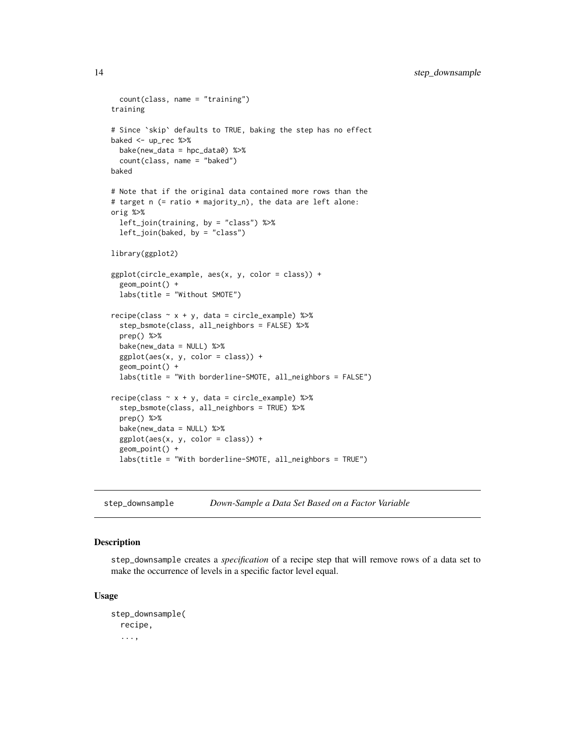```
  count(class, name = "training")
training

# Since `skip` defaults to TRUE, baking the step has no effect
baked <- up_rec %>%
  bake(new_data = hpc_data0) %>%
  count(class, name = "baked")
baked

# Note that if the original data contained more rows than the
# target n (= ratio * majority_n), the data are left alone:
orig %>%
  left_join(training, by = "class") %>%
  left_join(baked, by = "class")

library(ggplot2)

ggplot(circle_example, aes(x, y, color = class)) +
  geom_point() +
  labs(title = "Without SMOTE")

recipe(class ~ x + y, data = circle_example) %>%
  step_bsmote(class, all_neighbors = FALSE) %>%
  prep() %>%
  bake(new_data = NULL) %>%
  ggplot(aes(x, y, color = class)) +
  geom_point() +
  labs(title = "With borderline-SMOTE, all_neighbors = FALSE")

recipe(class ~ x + y, data = circle_example) %>%
  step_bsmote(class, all_neighbors = TRUE) %>%
  prep() %>%
  bake(new_data = NULL) %>%
  ggplot(aes(x, y, color = class)) +
  geom_point() +
  labs(title = "With borderline-SMOTE, all_neighbors = TRUE")
```

## step_downsample — *Down-Sample a Data Set Based on a Factor Variable*

### Description

step_downsample creates a *specification* of a recipe step that will remove rows of a data set to make the occurrence of levels in a specific factor level equal.

### Usage

```
step_downsample(
  recipe,
  ...,
```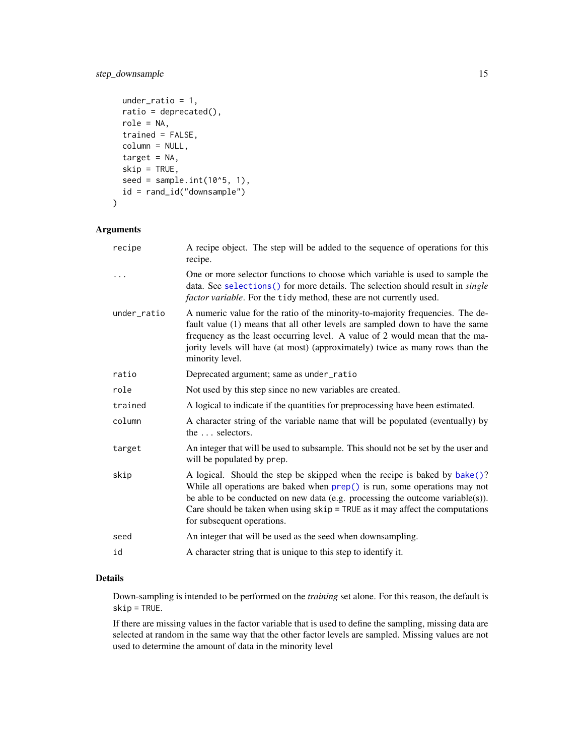```
  under_ratio = 1,
  ratio = deprecated(),
  role = NA,
  trained = FALSE,
  column = NULL,
  target = NA,
  skip = TRUE,
  seed = sample.int(10^5, 1),
  id = rand_id("downsample")
)
```

## Arguments

| | |
|---|---|
| recipe | A recipe object. The step will be added to the sequence of operations for this recipe. |
| ... | One or more selector functions to choose which variable is used to sample the data. See selections() for more details. The selection should result in *single factor variable*. For the tidy method, these are not currently used. |
| under_ratio | A numeric value for the ratio of the minority-to-majority frequencies. The default value (1) means that all other levels are sampled down to have the same frequency as the least occurring level. A value of 2 would mean that the majority levels will have (at most) (approximately) twice as many rows than the minority level. |
| ratio | Deprecated argument; same as under_ratio |
| role | Not used by this step since no new variables are created. |
| trained | A logical to indicate if the quantities for preprocessing have been estimated. |
| column | A character string of the variable name that will be populated (eventually) by the ... selectors. |
| target | An integer that will be used to subsample. This should not be set by the user and will be populated by prep. |
| skip | A logical. Should the step be skipped when the recipe is baked by bake()? While all operations are baked when prep() is run, some operations may not be able to be conducted on new data (e.g. processing the outcome variable(s)). Care should be taken when using skip = TRUE as it may affect the computations for subsequent operations. |
| seed | An integer that will be used as the seed when downsampling. |
| id | A character string that is unique to this step to identify it. |

## Details

Down-sampling is intended to be performed on the *training* set alone. For this reason, the default is skip = TRUE.

If there are missing values in the factor variable that is used to define the sampling, missing data are selected at random in the same way that the other factor levels are sampled. Missing values are not used to determine the amount of data in the minority level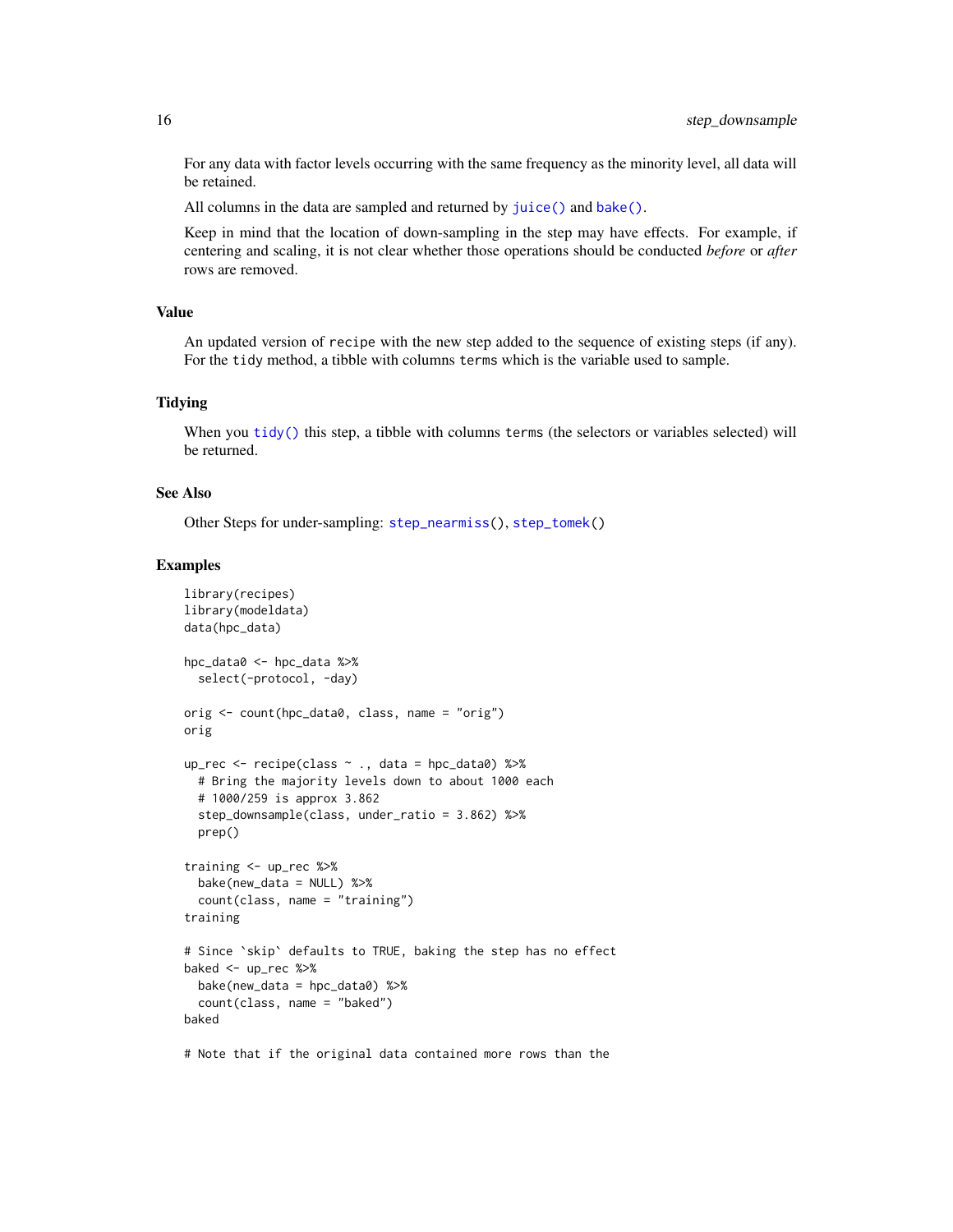For any data with factor levels occurring with the same frequency as the minority level, all data will be retained.

All columns in the data are sampled and returned by `juice()` and `bake()`.

Keep in mind that the location of down-sampling in the step may have effects. For example, if centering and scaling, it is not clear whether those operations should be conducted *before* or *after* rows are removed.

## Value

An updated version of `recipe` with the new step added to the sequence of existing steps (if any). For the `tidy` method, a tibble with columns `terms` which is the variable used to sample.

## Tidying

When you `tidy()` this step, a tibble with columns `terms` (the selectors or variables selected) will be returned.

## See Also

Other Steps for under-sampling: `step_nearmiss()`, `step_tomek()`

## Examples

```
library(recipes)
library(modeldata)
data(hpc_data)

hpc_data0 <- hpc_data %>%
  select(-protocol, -day)

orig <- count(hpc_data0, class, name = "orig")
orig

up_rec <- recipe(class ~ ., data = hpc_data0) %>%
  # Bring the majority levels down to about 1000 each
  # 1000/259 is approx 3.862
  step_downsample(class, under_ratio = 3.862) %>%
  prep()

training <- up_rec %>%
  bake(new_data = NULL) %>%
  count(class, name = "training")
training

# Since `skip` defaults to TRUE, baking the step has no effect
baked <- up_rec %>%
  bake(new_data = hpc_data0) %>%
  count(class, name = "baked")
baked

# Note that if the original data contained more rows than the
```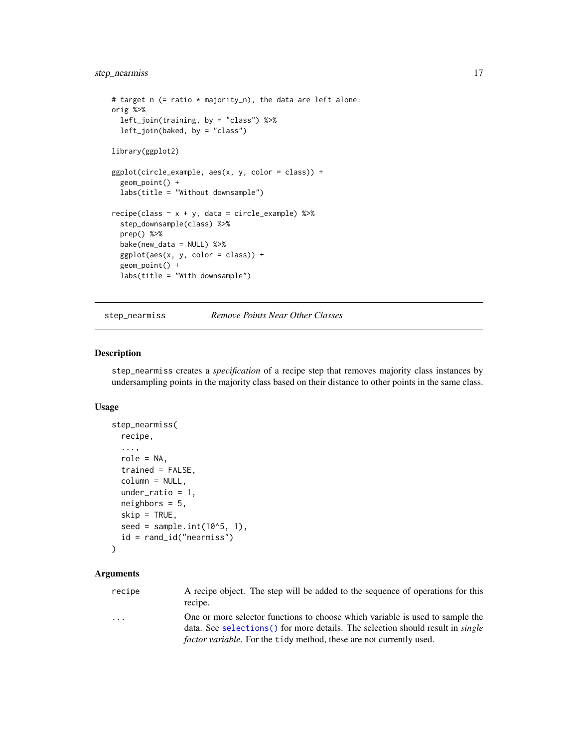```
# target n (= ratio * majority_n), the data are left alone:
orig %>%
  left_join(training, by = "class") %>%
  left_join(baked, by = "class")

library(ggplot2)

ggplot(circle_example, aes(x, y, color = class)) +
  geom_point() +
  labs(title = "Without downsample")

recipe(class ~ x + y, data = circle_example) %>%
  step_downsample(class) %>%
  prep() %>%
  bake(new_data = NULL) %>%
  ggplot(aes(x, y, color = class)) +
  geom_point() +
  labs(title = "With downsample")
```

---

## step_nearmiss *Remove Points Near Other Classes*

### Description

step_nearmiss creates a *specification* of a recipe step that removes majority class instances by undersampling points in the majority class based on their distance to other points in the same class.

### Usage

```
step_nearmiss(
  recipe,
  ...,
  role = NA,
  trained = FALSE,
  column = NULL,
  under_ratio = 1,
  neighbors = 5,
  skip = TRUE,
  seed = sample.int(10^5, 1),
  id = rand_id("nearmiss")
)
```

### Arguments

| | |
|---|---|
| recipe | A recipe object. The step will be added to the sequence of operations for this recipe. |
| ... | One or more selector functions to choose which variable is used to sample the data. See selections() for more details. The selection should result in *single factor variable*. For the tidy method, these are not currently used. |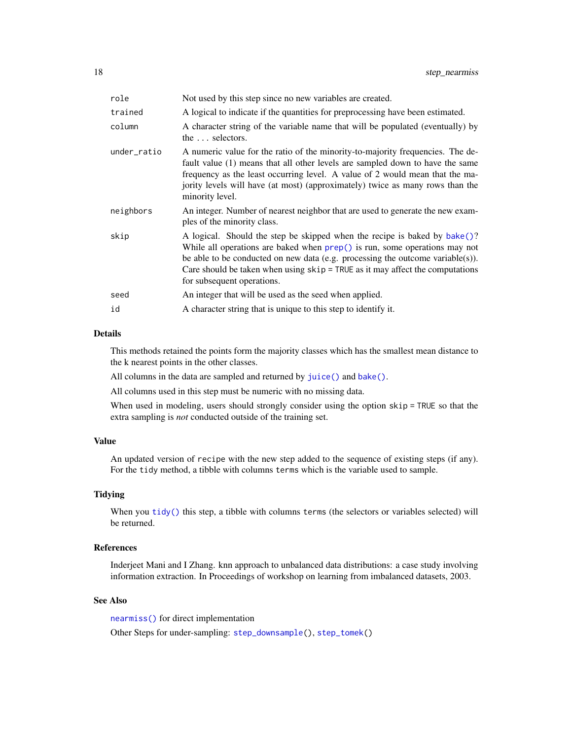| | |
|---|---|
| role | Not used by this step since no new variables are created. |
| trained | A logical to indicate if the quantities for preprocessing have been estimated. |
| column | A character string of the variable name that will be populated (eventually) by the ... selectors. |
| under_ratio | A numeric value for the ratio of the minority-to-majority frequencies. The default value (1) means that all other levels are sampled down to have the same frequency as the least occurring level. A value of 2 would mean that the majority levels will have (at most) (approximately) twice as many rows than the minority level. |
| neighbors | An integer. Number of nearest neighbor that are used to generate the new examples of the minority class. |
| skip | A logical. Should the step be skipped when the recipe is baked by `bake()`? While all operations are baked when `prep()` is run, some operations may not be able to be conducted on new data (e.g. processing the outcome variable(s)). Care should be taken when using `skip = TRUE` as it may affect the computations for subsequent operations. |
| seed | An integer that will be used as the seed when applied. |
| id | A character string that is unique to this step to identify it. |

## Details

This methods retained the points form the majority classes which has the smallest mean distance to the k nearest points in the other classes.

All columns in the data are sampled and returned by `juice()` and `bake()`.

All columns used in this step must be numeric with no missing data.

When used in modeling, users should strongly consider using the option `skip = TRUE` so that the extra sampling is *not* conducted outside of the training set.

## Value

An updated version of `recipe` with the new step added to the sequence of existing steps (if any). For the `tidy` method, a tibble with columns `terms` which is the variable used to sample.

## Tidying

When you `tidy()` this step, a tibble with columns `terms` (the selectors or variables selected) will be returned.

## References

Inderjeet Mani and I Zhang. knn approach to unbalanced data distributions: a case study involving information extraction. In Proceedings of workshop on learning from imbalanced datasets, 2003.

## See Also

`nearmiss()` for direct implementation

Other Steps for under-sampling: `step_downsample()`, `step_tomek()`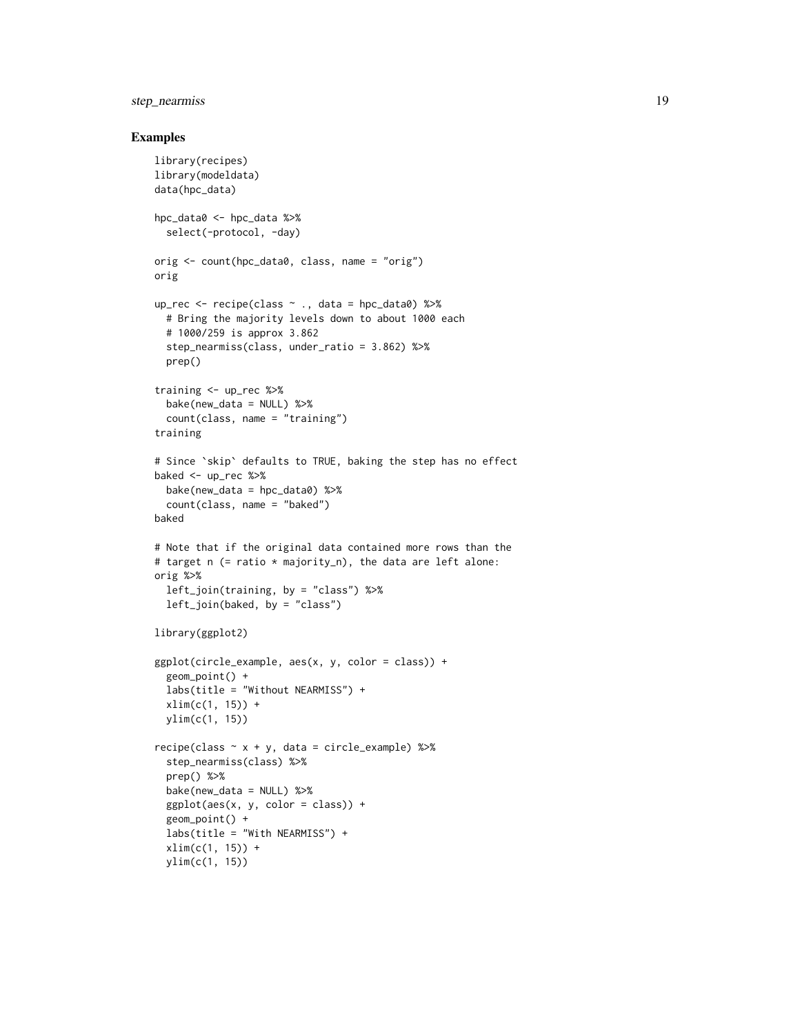## Examples

```
library(recipes)
library(modeldata)
data(hpc_data)

hpc_data0 <- hpc_data %>%
  select(-protocol, -day)

orig <- count(hpc_data0, class, name = "orig")
orig

up_rec <- recipe(class ~ ., data = hpc_data0) %>%
  # Bring the majority levels down to about 1000 each
  # 1000/259 is approx 3.862
  step_nearmiss(class, under_ratio = 3.862) %>%
  prep()

training <- up_rec %>%
  bake(new_data = NULL) %>%
  count(class, name = "training")
training

# Since `skip` defaults to TRUE, baking the step has no effect
baked <- up_rec %>%
  bake(new_data = hpc_data0) %>%
  count(class, name = "baked")
baked

# Note that if the original data contained more rows than the
# target n (= ratio * majority_n), the data are left alone:
orig %>%
  left_join(training, by = "class") %>%
  left_join(baked, by = "class")

library(ggplot2)

ggplot(circle_example, aes(x, y, color = class)) +
  geom_point() +
  labs(title = "Without NEARMISS") +
  xlim(c(1, 15)) +
  ylim(c(1, 15))

recipe(class ~ x + y, data = circle_example) %>%
  step_nearmiss(class) %>%
  prep() %>%
  bake(new_data = NULL) %>%
  ggplot(aes(x, y, color = class)) +
  geom_point() +
  labs(title = "With NEARMISS") +
  xlim(c(1, 15)) +
  ylim(c(1, 15))
```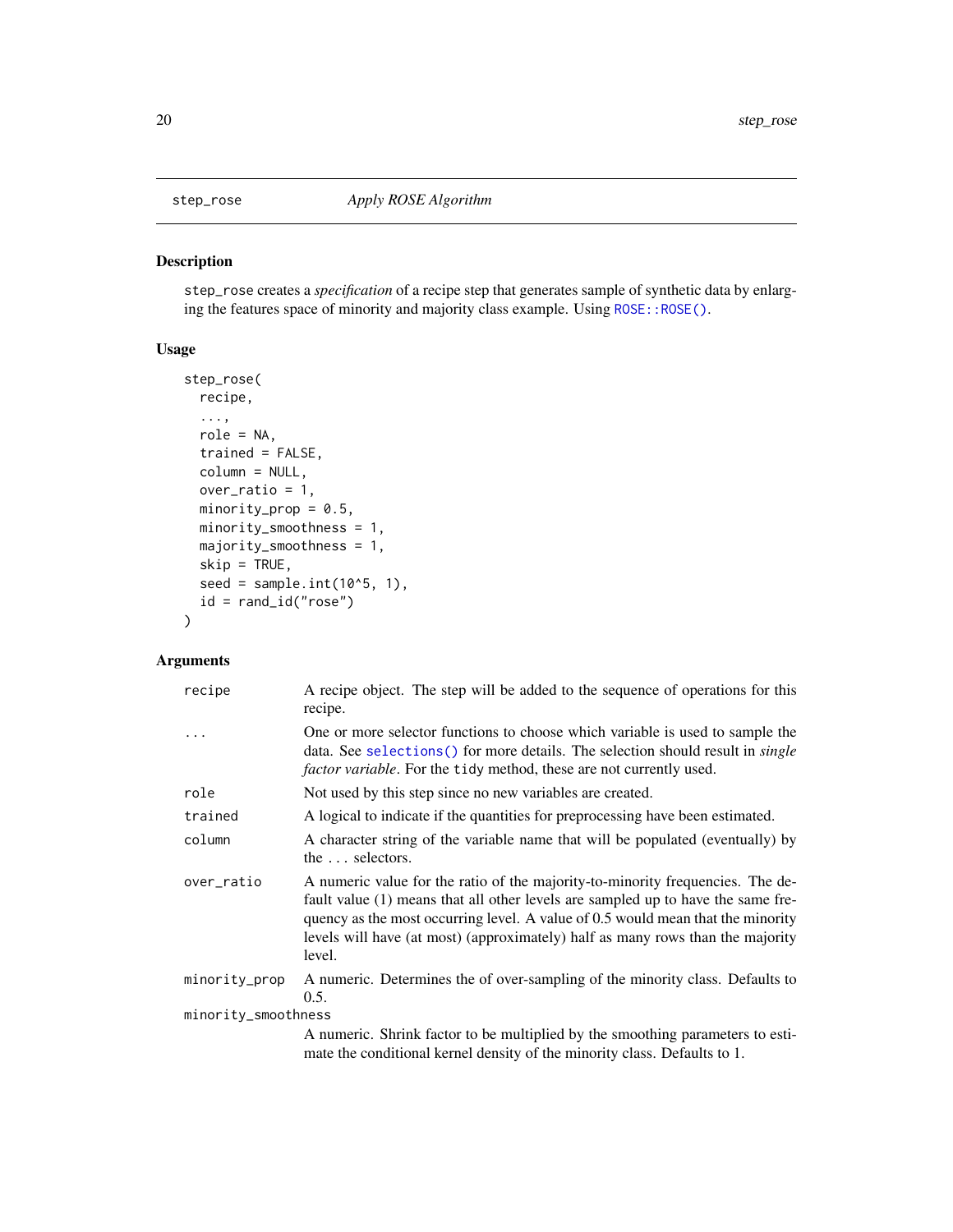## step_rose — Apply ROSE Algorithm

### Description

step_rose creates a *specification* of a recipe step that generates sample of synthetic data by enlarging the features space of minority and majority class example. Using ROSE::ROSE().

### Usage

```
step_rose(
  recipe,
  ...,
  role = NA,
  trained = FALSE,
  column = NULL,
  over_ratio = 1,
  minority_prop = 0.5,
  minority_smoothness = 1,
  majority_smoothness = 1,
  skip = TRUE,
  seed = sample.int(10^5, 1),
  id = rand_id("rose")
)
```

### Arguments

| Argument | Description |
|---|---|
| recipe | A recipe object. The step will be added to the sequence of operations for this recipe. |
| ... | One or more selector functions to choose which variable is used to sample the data. See selections() for more details. The selection should result in *single factor variable*. For the tidy method, these are not currently used. |
| role | Not used by this step since no new variables are created. |
| trained | A logical to indicate if the quantities for preprocessing have been estimated. |
| column | A character string of the variable name that will be populated (eventually) by the ... selectors. |
| over_ratio | A numeric value for the ratio of the majority-to-minority frequencies. The default value (1) means that all other levels are sampled up to have the same frequency as the most occurring level. A value of 0.5 would mean that the minority levels will have (at most) (approximately) half as many rows than the majority level. |
| minority_prop | A numeric. Determines the of over-sampling of the minority class. Defaults to 0.5. |
| minority_smoothness | A numeric. Shrink factor to be multiplied by the smoothing parameters to estimate the conditional kernel density of the minority class. Defaults to 1. |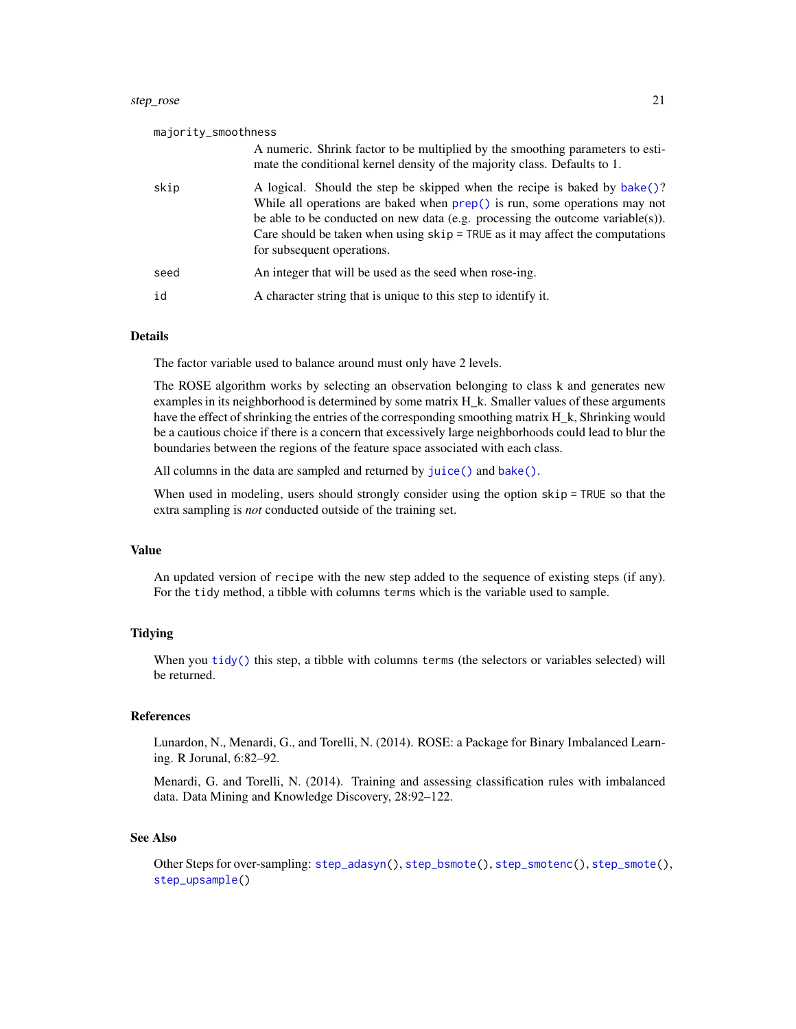`majority_smoothness`
: A numeric. Shrink factor to be multiplied by the smoothing parameters to estimate the conditional kernel density of the majority class. Defaults to 1.

`skip`
: A logical. Should the step be skipped when the recipe is baked by `bake()`? While all operations are baked when `prep()` is run, some operations may not be able to be conducted on new data (e.g. processing the outcome variable(s)). Care should be taken when using `skip = TRUE` as it may affect the computations for subsequent operations.

`seed`
: An integer that will be used as the seed when rose-ing.

`id`
: A character string that is unique to this step to identify it.

## Details

The factor variable used to balance around must only have 2 levels.

The ROSE algorithm works by selecting an observation belonging to class k and generates new examples in its neighborhood is determined by some matrix H_k. Smaller values of these arguments have the effect of shrinking the entries of the corresponding smoothing matrix H_k, Shrinking would be a cautious choice if there is a concern that excessively large neighborhoods could lead to blur the boundaries between the regions of the feature space associated with each class.

All columns in the data are sampled and returned by `juice()` and `bake()`.

When used in modeling, users should strongly consider using the option `skip = TRUE` so that the extra sampling is *not* conducted outside of the training set.

## Value

An updated version of `recipe` with the new step added to the sequence of existing steps (if any). For the `tidy` method, a tibble with columns `terms` which is the variable used to sample.

## Tidying

When you `tidy()` this step, a tibble with columns `terms` (the selectors or variables selected) will be returned.

## References

Lunardon, N., Menardi, G., and Torelli, N. (2014). ROSE: a Package for Binary Imbalanced Learning. R Jorunal, 6:82–92.

Menardi, G. and Torelli, N. (2014). Training and assessing classification rules with imbalanced data. Data Mining and Knowledge Discovery, 28:92–122.

## See Also

Other Steps for over-sampling: `step_adasyn()`, `step_bsmote()`, `step_smotenc()`, `step_smote()`, `step_upsample()`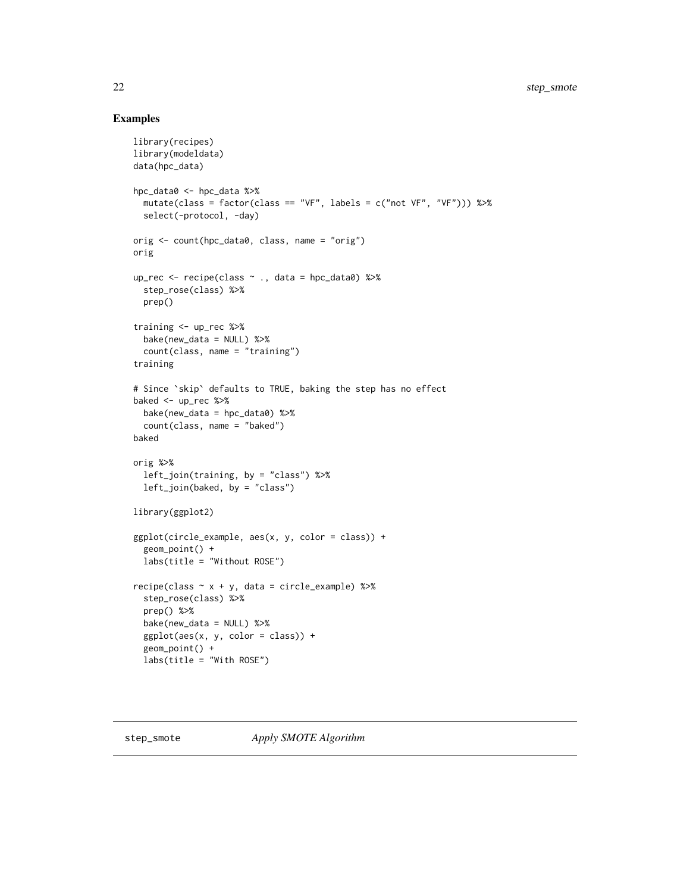## Examples

```
library(recipes)
library(modeldata)
data(hpc_data)

hpc_data0 <- hpc_data %>%
  mutate(class = factor(class == "VF", labels = c("not VF", "VF"))) %>%
  select(-protocol, -day)

orig <- count(hpc_data0, class, name = "orig")
orig

up_rec <- recipe(class ~ ., data = hpc_data0) %>%
  step_rose(class) %>%
  prep()

training <- up_rec %>%
  bake(new_data = NULL) %>%
  count(class, name = "training")
training

# Since `skip` defaults to TRUE, baking the step has no effect
baked <- up_rec %>%
  bake(new_data = hpc_data0) %>%
  count(class, name = "baked")
baked

orig %>%
  left_join(training, by = "class") %>%
  left_join(baked, by = "class")

library(ggplot2)

ggplot(circle_example, aes(x, y, color = class)) +
  geom_point() +
  labs(title = "Without ROSE")

recipe(class ~ x + y, data = circle_example) %>%
  step_rose(class) %>%
  prep() %>%
  bake(new_data = NULL) %>%
  ggplot(aes(x, y, color = class)) +
  geom_point() +
  labs(title = "With ROSE")
```

---

step_smote    *Apply SMOTE Algorithm*

---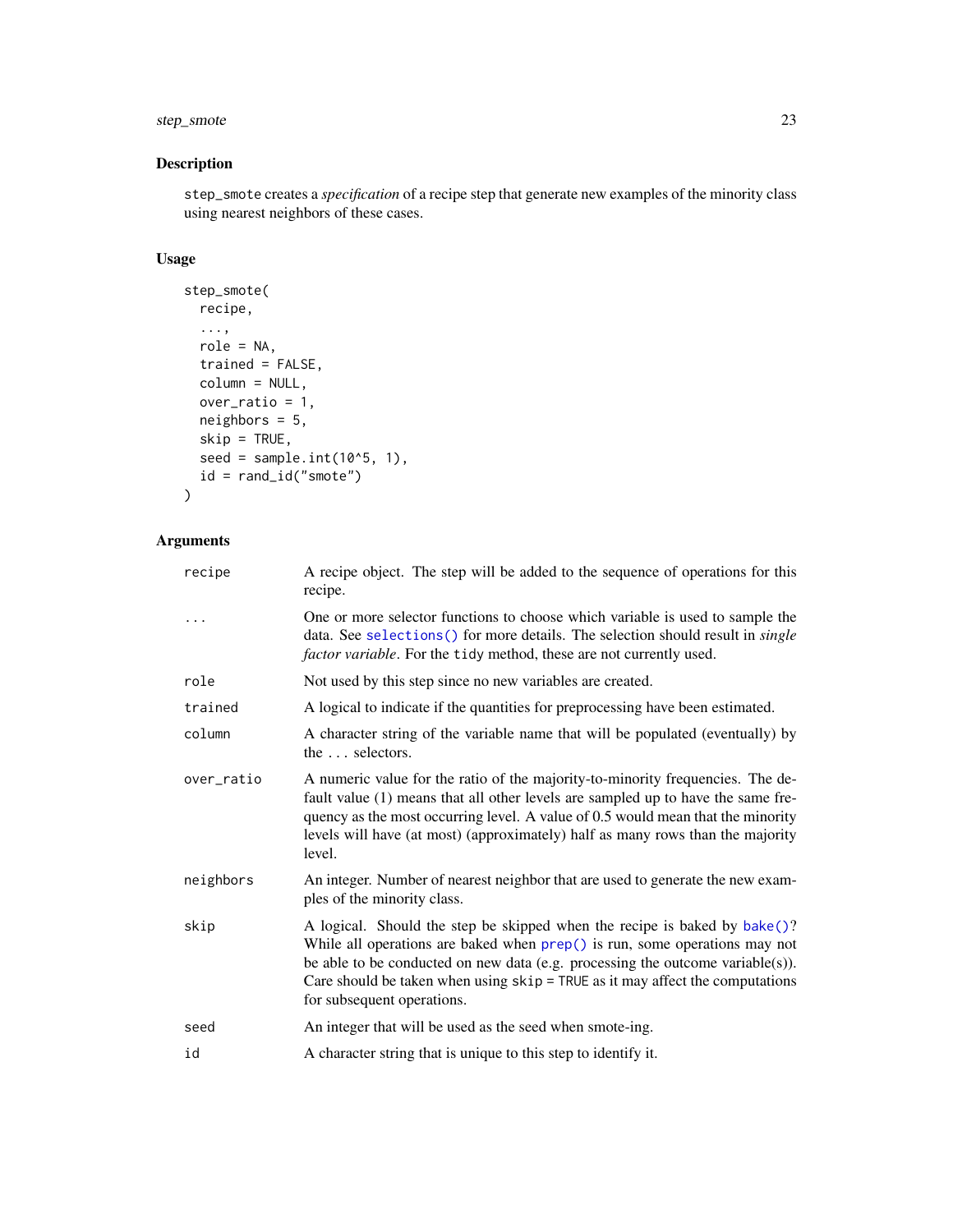## Description

`step_smote` creates a *specification* of a recipe step that generate new examples of the minority class using nearest neighbors of these cases.

## Usage

```
step_smote(
  recipe,
  ...,
  role = NA,
  trained = FALSE,
  column = NULL,
  over_ratio = 1,
  neighbors = 5,
  skip = TRUE,
  seed = sample.int(10^5, 1),
  id = rand_id("smote")
)
```

## Arguments

| | |
|---|---|
| `recipe` | A recipe object. The step will be added to the sequence of operations for this recipe. |
| `...` | One or more selector functions to choose which variable is used to sample the data. See `selections()` for more details. The selection should result in *single factor variable*. For the `tidy` method, these are not currently used. |
| `role` | Not used by this step since no new variables are created. |
| `trained` | A logical to indicate if the quantities for preprocessing have been estimated. |
| `column` | A character string of the variable name that will be populated (eventually) by the `...` selectors. |
| `over_ratio` | A numeric value for the ratio of the majority-to-minority frequencies. The default value (1) means that all other levels are sampled up to have the same frequency as the most occurring level. A value of 0.5 would mean that the minority levels will have (at most) (approximately) half as many rows than the majority level. |
| `neighbors` | An integer. Number of nearest neighbor that are used to generate the new examples of the minority class. |
| `skip` | A logical. Should the step be skipped when the recipe is baked by `bake()`? While all operations are baked when `prep()` is run, some operations may not be able to be conducted on new data (e.g. processing the outcome variable(s)). Care should be taken when using `skip = TRUE` as it may affect the computations for subsequent operations. |
| `seed` | An integer that will be used as the seed when smote-ing. |
| `id` | A character string that is unique to this step to identify it. |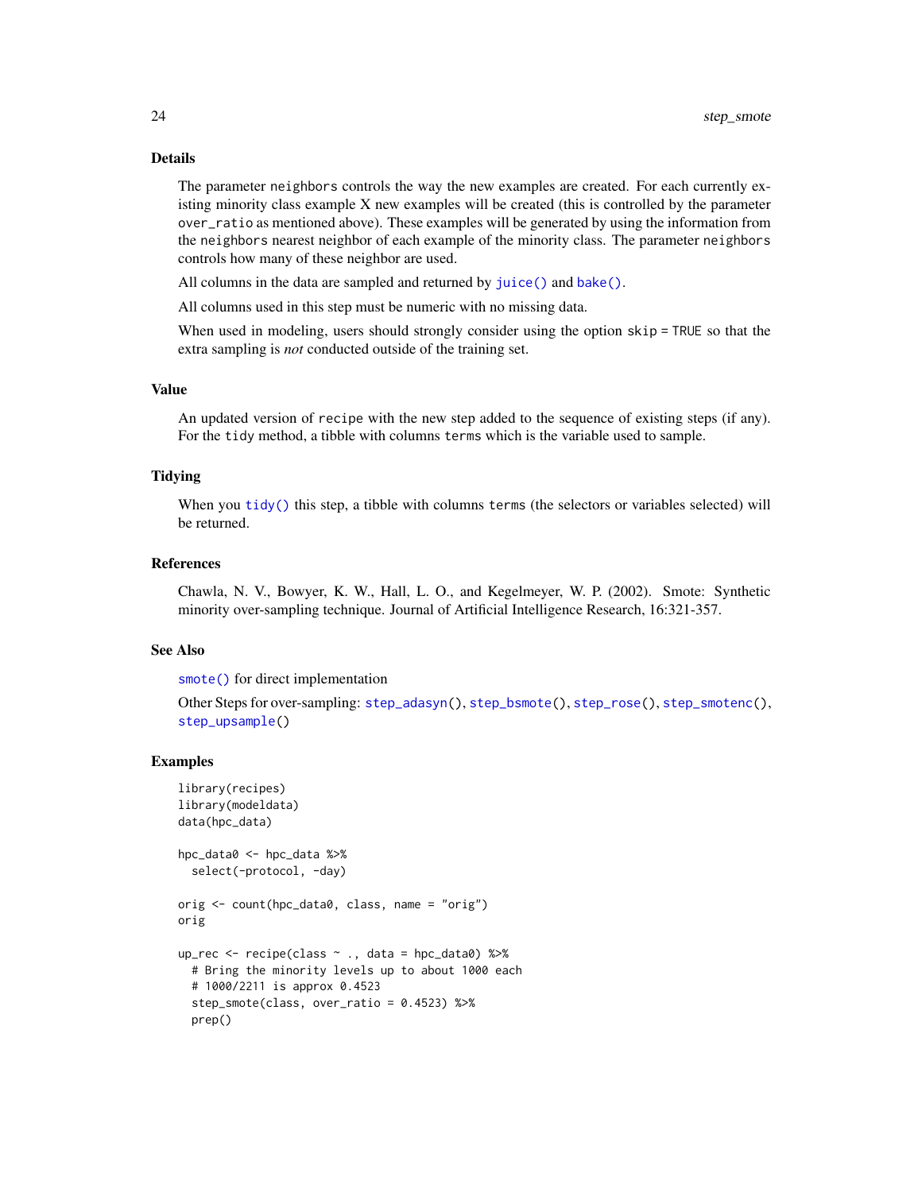## Details

The parameter `neighbors` controls the way the new examples are created. For each currently existing minority class example X new examples will be created (this is controlled by the parameter `over_ratio` as mentioned above). These examples will be generated by using the information from the `neighbors` nearest neighbor of each example of the minority class. The parameter `neighbors` controls how many of these neighbor are used.

All columns in the data are sampled and returned by `juice()` and `bake()`.

All columns used in this step must be numeric with no missing data.

When used in modeling, users should strongly consider using the option `skip = TRUE` so that the extra sampling is *not* conducted outside of the training set.

## Value

An updated version of `recipe` with the new step added to the sequence of existing steps (if any). For the `tidy` method, a tibble with columns `terms` which is the variable used to sample.

## Tidying

When you `tidy()` this step, a tibble with columns `terms` (the selectors or variables selected) will be returned.

## References

Chawla, N. V., Bowyer, K. W., Hall, L. O., and Kegelmeyer, W. P. (2002). Smote: Synthetic minority over-sampling technique. Journal of Artificial Intelligence Research, 16:321-357.

## See Also

`smote()` for direct implementation

Other Steps for over-sampling: `step_adasyn()`, `step_bsmote()`, `step_rose()`, `step_smotenc()`, `step_upsample()`

## Examples

```
library(recipes)
library(modeldata)
data(hpc_data)

hpc_data0 <- hpc_data %>%
  select(-protocol, -day)

orig <- count(hpc_data0, class, name = "orig")
orig

up_rec <- recipe(class ~ ., data = hpc_data0) %>%
  # Bring the minority levels up to about 1000 each
  # 1000/2211 is approx 0.4523
  step_smote(class, over_ratio = 0.4523) %>%
  prep()
```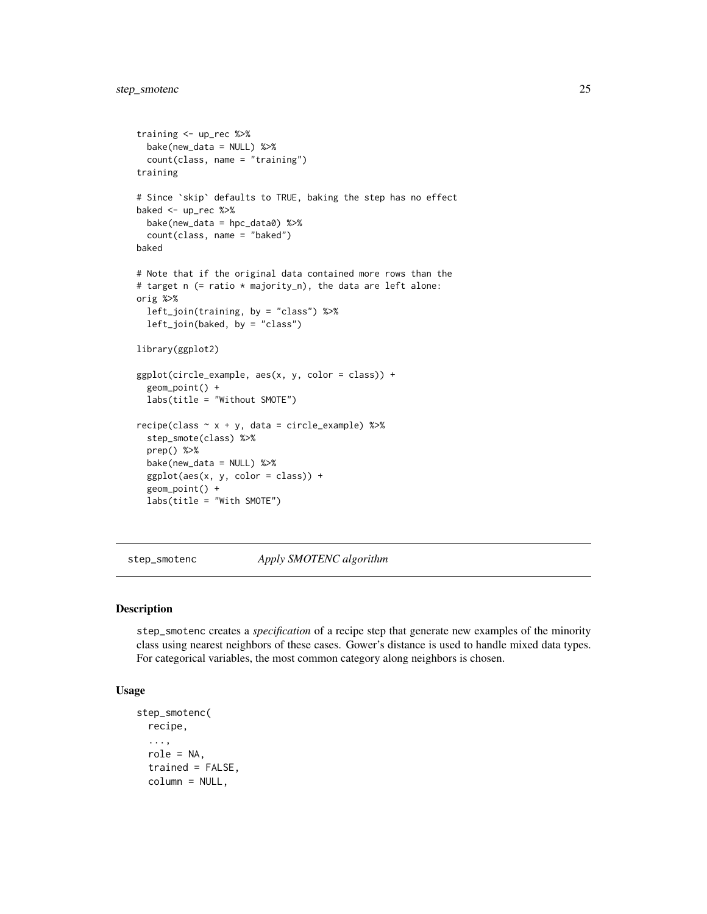```
training <- up_rec %>%
  bake(new_data = NULL) %>%
  count(class, name = "training")
training

# Since `skip` defaults to TRUE, baking the step has no effect
baked <- up_rec %>%
  bake(new_data = hpc_data0) %>%
  count(class, name = "baked")
baked

# Note that if the original data contained more rows than the
# target n (= ratio * majority_n), the data are left alone:
orig %>%
  left_join(training, by = "class") %>%
  left_join(baked, by = "class")

library(ggplot2)

ggplot(circle_example, aes(x, y, color = class)) +
  geom_point() +
  labs(title = "Without SMOTE")

recipe(class ~ x + y, data = circle_example) %>%
  step_smote(class) %>%
  prep() %>%
  bake(new_data = NULL) %>%
  ggplot(aes(x, y, color = class)) +
  geom_point() +
  labs(title = "With SMOTE")
```

## step_smotenc — *Apply SMOTENC algorithm*

### Description

step_smotenc creates a *specification* of a recipe step that generate new examples of the minority class using nearest neighbors of these cases. Gower's distance is used to handle mixed data types. For categorical variables, the most common category along neighbors is chosen.

### Usage

```
step_smotenc(
  recipe,
  ...,
  role = NA,
  trained = FALSE,
  column = NULL,
```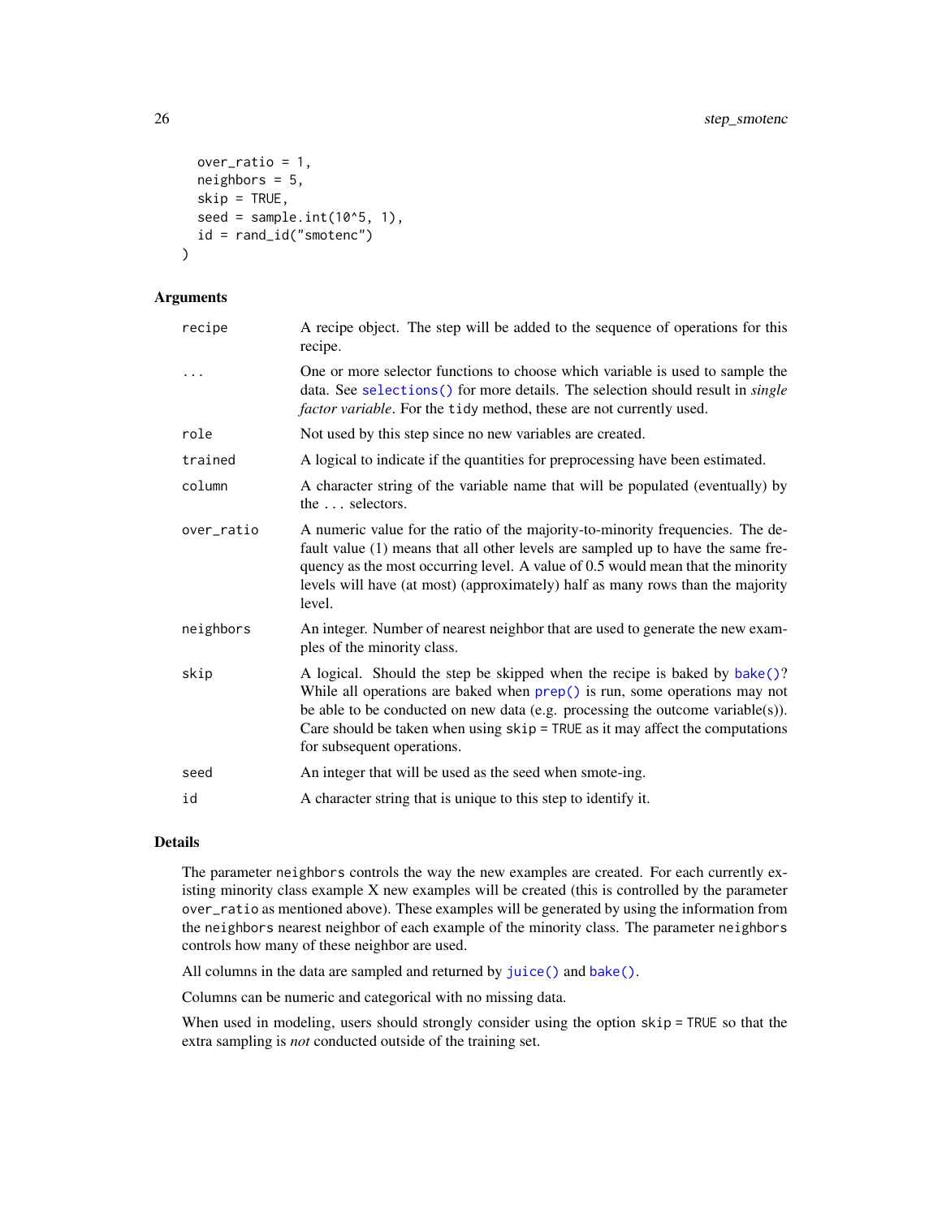```
  over_ratio = 1,
  neighbors = 5,
  skip = TRUE,
  seed = sample.int(10^5, 1),
  id = rand_id("smotenc")
)
```

## Arguments

| | |
|---|---|
| `recipe` | A recipe object. The step will be added to the sequence of operations for this recipe. |
| `...` | One or more selector functions to choose which variable is used to sample the data. See `selections()` for more details. The selection should result in *single factor variable*. For the `tidy` method, these are not currently used. |
| `role` | Not used by this step since no new variables are created. |
| `trained` | A logical to indicate if the quantities for preprocessing have been estimated. |
| `column` | A character string of the variable name that will be populated (eventually) by the `...` selectors. |
| `over_ratio` | A numeric value for the ratio of the majority-to-minority frequencies. The default value (1) means that all other levels are sampled up to have the same frequency as the most occurring level. A value of 0.5 would mean that the minority levels will have (at most) (approximately) half as many rows than the majority level. |
| `neighbors` | An integer. Number of nearest neighbor that are used to generate the new examples of the minority class. |
| `skip` | A logical. Should the step be skipped when the recipe is baked by `bake()`? While all operations are baked when `prep()` is run, some operations may not be able to be conducted on new data (e.g. processing the outcome variable(s)). Care should be taken when using `skip = TRUE` as it may affect the computations for subsequent operations. |
| `seed` | An integer that will be used as the seed when smote-ing. |
| `id` | A character string that is unique to this step to identify it. |

## Details

The parameter `neighbors` controls the way the new examples are created. For each currently existing minority class example X new examples will be created (this is controlled by the parameter `over_ratio` as mentioned above). These examples will be generated by using the information from the `neighbors` nearest neighbor of each example of the minority class. The parameter `neighbors` controls how many of these neighbor are used.

All columns in the data are sampled and returned by `juice()` and `bake()`.

Columns can be numeric and categorical with no missing data.

When used in modeling, users should strongly consider using the option `skip = TRUE` so that the extra sampling is *not* conducted outside of the training set.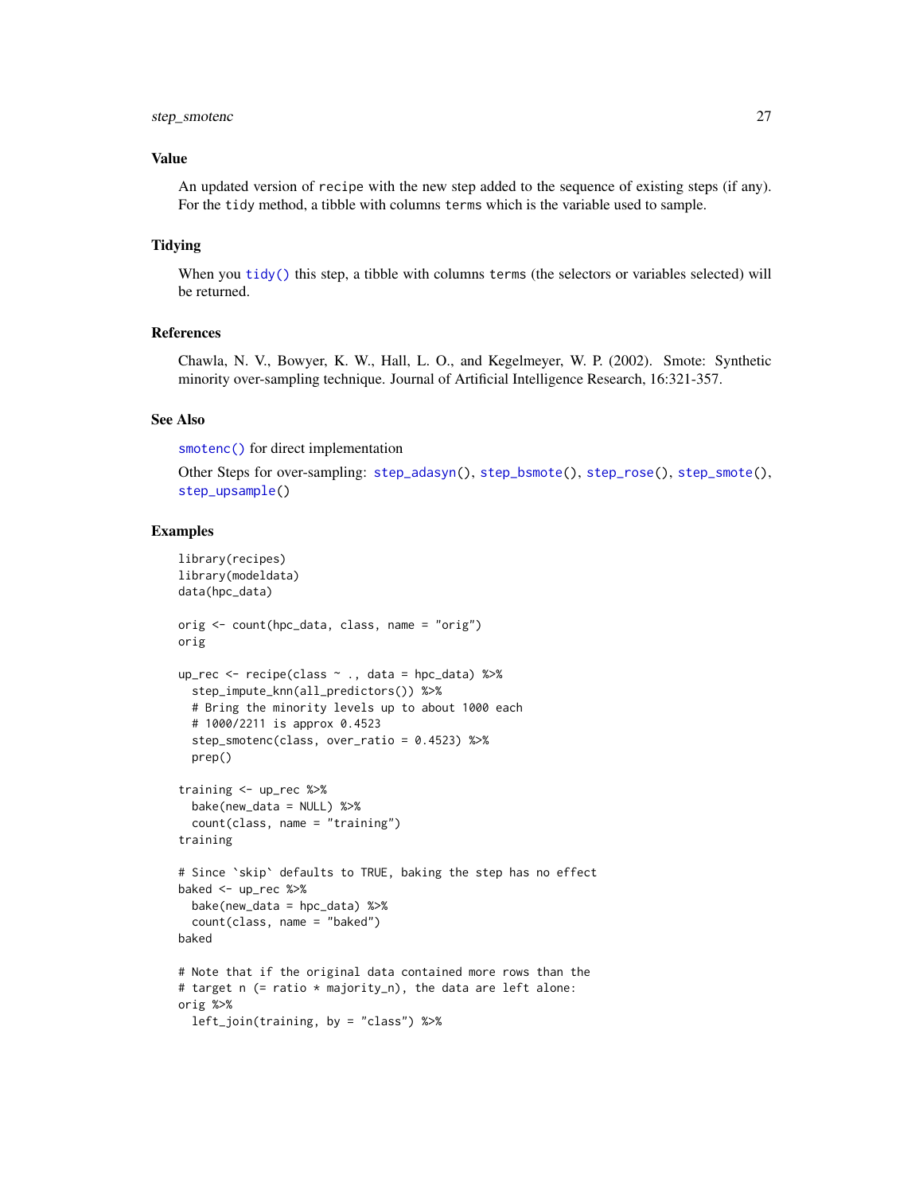### Value

An updated version of `recipe` with the new step added to the sequence of existing steps (if any). For the `tidy` method, a tibble with columns `terms` which is the variable used to sample.

### Tidying

When you `tidy()` this step, a tibble with columns `terms` (the selectors or variables selected) will be returned.

### References

Chawla, N. V., Bowyer, K. W., Hall, L. O., and Kegelmeyer, W. P. (2002). Smote: Synthetic minority over-sampling technique. Journal of Artificial Intelligence Research, 16:321-357.

### See Also

`smotenc()` for direct implementation

Other Steps for over-sampling: `step_adasyn()`, `step_bsmote()`, `step_rose()`, `step_smote()`, `step_upsample()`

### Examples

```
library(recipes)
library(modeldata)
data(hpc_data)

orig <- count(hpc_data, class, name = "orig")
orig

up_rec <- recipe(class ~ ., data = hpc_data) %>%
  step_impute_knn(all_predictors()) %>%
  # Bring the minority levels up to about 1000 each
  # 1000/2211 is approx 0.4523
  step_smotenc(class, over_ratio = 0.4523) %>%
  prep()

training <- up_rec %>%
  bake(new_data = NULL) %>%
  count(class, name = "training")
training

# Since `skip` defaults to TRUE, baking the step has no effect
baked <- up_rec %>%
  bake(new_data = hpc_data) %>%
  count(class, name = "baked")
baked

# Note that if the original data contained more rows than the
# target n (= ratio * majority_n), the data are left alone:
orig %>%
  left_join(training, by = "class") %>%
```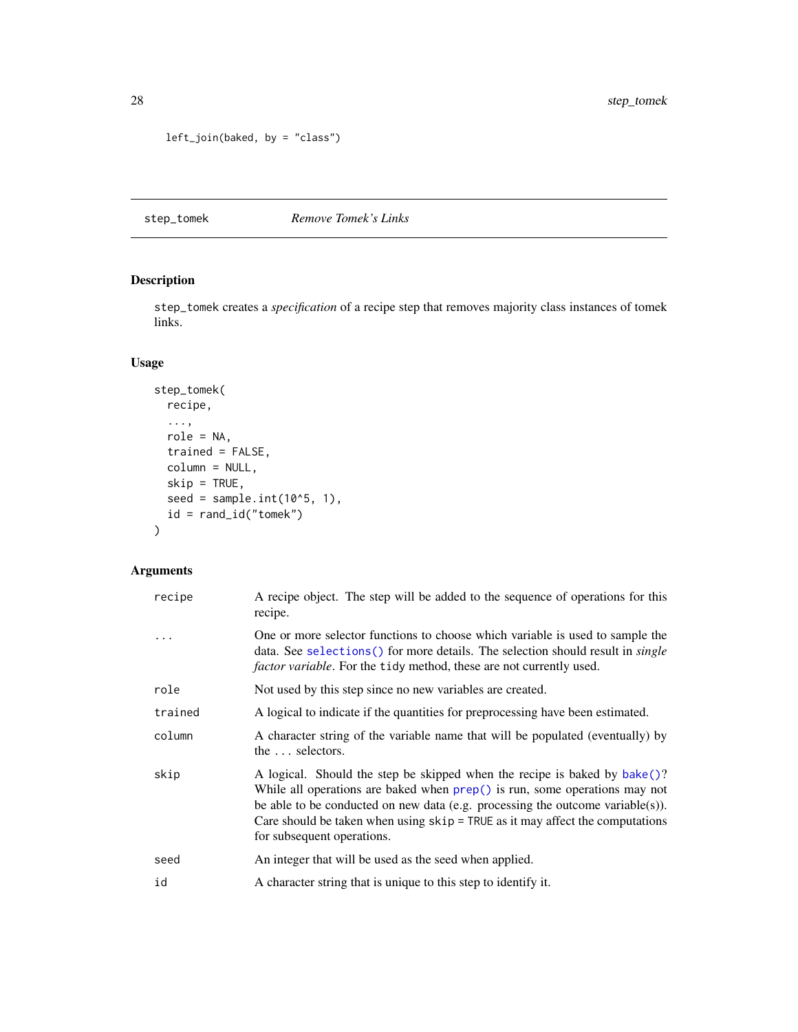```
  left_join(baked, by = "class")
```

---

## step_tomek — *Remove Tomek's Links*

---

### Description

step_tomek creates a *specification* of a recipe step that removes majority class instances of tomek links.

### Usage

```
step_tomek(
  recipe,
  ...,
  role = NA,
  trained = FALSE,
  column = NULL,
  skip = TRUE,
  seed = sample.int(10^5, 1),
  id = rand_id("tomek")
)
```

### Arguments

| | |
|---|---|
| recipe | A recipe object. The step will be added to the sequence of operations for this recipe. |
| ... | One or more selector functions to choose which variable is used to sample the data. See selections() for more details. The selection should result in *single factor variable*. For the tidy method, these are not currently used. |
| role | Not used by this step since no new variables are created. |
| trained | A logical to indicate if the quantities for preprocessing have been estimated. |
| column | A character string of the variable name that will be populated (eventually) by the ... selectors. |
| skip | A logical. Should the step be skipped when the recipe is baked by bake()? While all operations are baked when prep() is run, some operations may not be able to be conducted on new data (e.g. processing the outcome variable(s)). Care should be taken when using skip = TRUE as it may affect the computations for subsequent operations. |
| seed | An integer that will be used as the seed when applied. |
| id | A character string that is unique to this step to identify it. |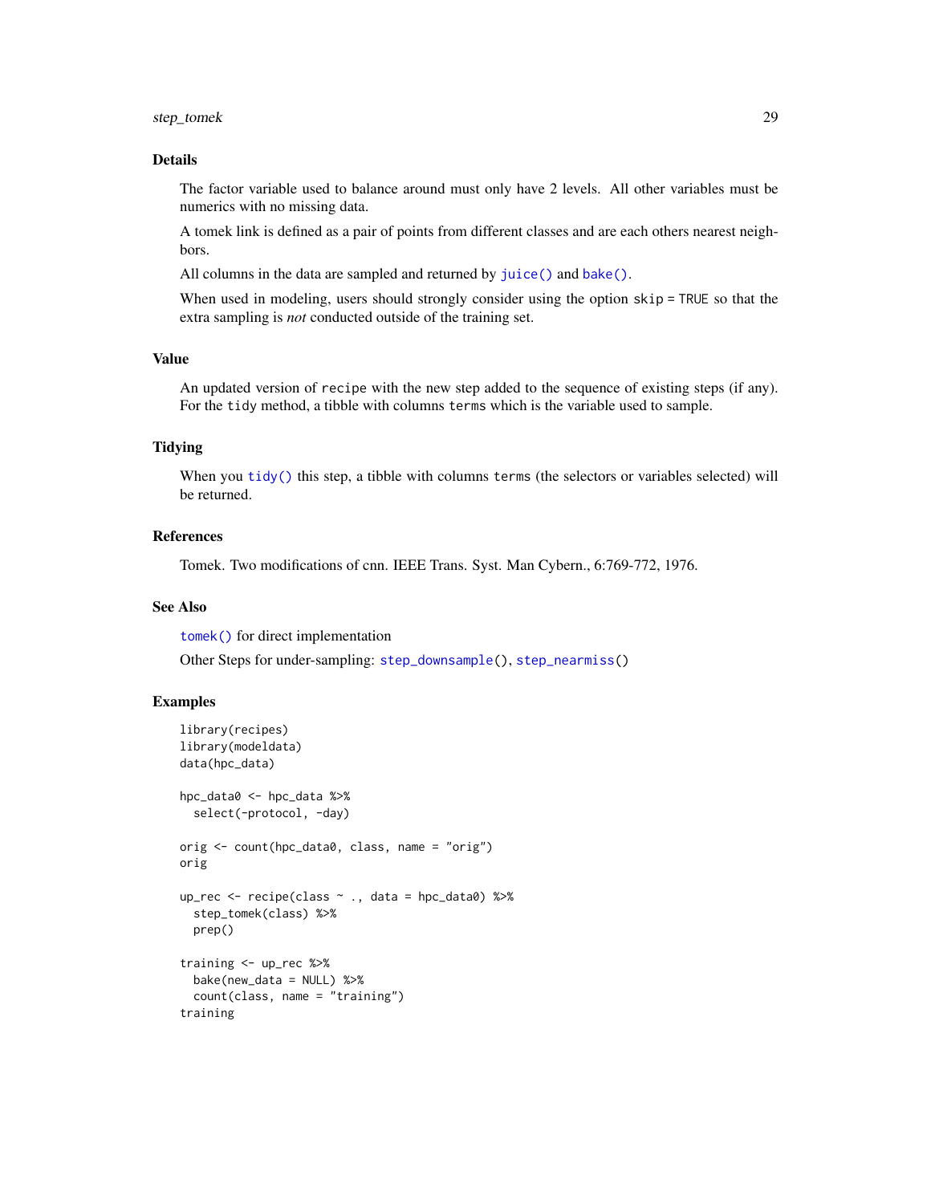## Details

The factor variable used to balance around must only have 2 levels. All other variables must be numerics with no missing data.

A tomek link is defined as a pair of points from different classes and are each others nearest neighbors.

All columns in the data are sampled and returned by `juice()` and `bake()`.

When used in modeling, users should strongly consider using the option `skip = TRUE` so that the extra sampling is *not* conducted outside of the training set.

## Value

An updated version of `recipe` with the new step added to the sequence of existing steps (if any). For the `tidy` method, a tibble with columns `terms` which is the variable used to sample.

## Tidying

When you `tidy()` this step, a tibble with columns `terms` (the selectors or variables selected) will be returned.

## References

Tomek. Two modifications of cnn. IEEE Trans. Syst. Man Cybern., 6:769-772, 1976.

## See Also

`tomek()` for direct implementation

Other Steps for under-sampling: `step_downsample()`, `step_nearmiss()`

## Examples

```
library(recipes)
library(modeldata)
data(hpc_data)

hpc_data0 <- hpc_data %>%
  select(-protocol, -day)

orig <- count(hpc_data0, class, name = "orig")
orig

up_rec <- recipe(class ~ ., data = hpc_data0) %>%
  step_tomek(class) %>%
  prep()

training <- up_rec %>%
  bake(new_data = NULL) %>%
  count(class, name = "training")
training
```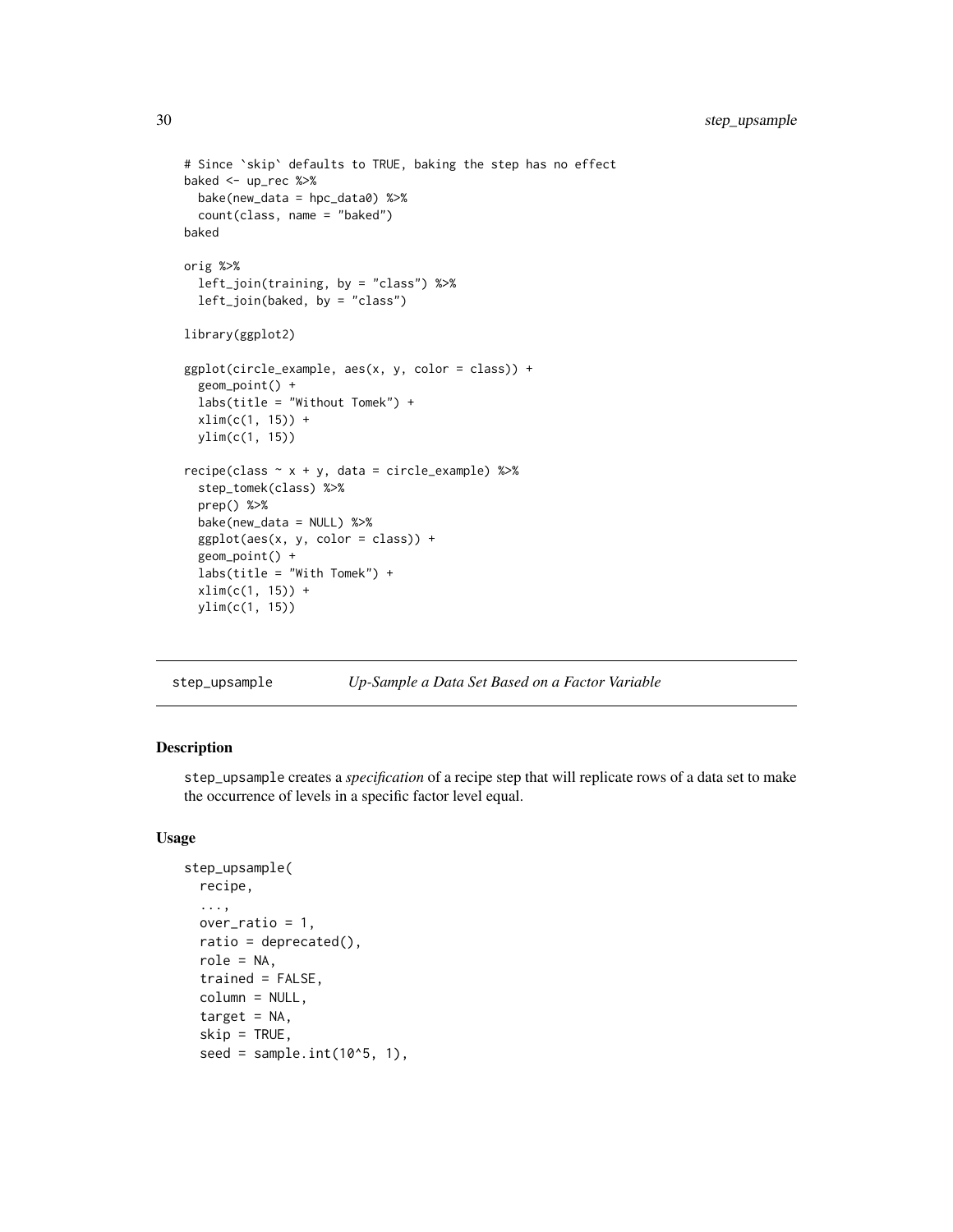```
# Since `skip` defaults to TRUE, baking the step has no effect
baked <- up_rec %>%
  bake(new_data = hpc_data0) %>%
  count(class, name = "baked")
baked

orig %>%
  left_join(training, by = "class") %>%
  left_join(baked, by = "class")

library(ggplot2)

ggplot(circle_example, aes(x, y, color = class)) +
  geom_point() +
  labs(title = "Without Tomek") +
  xlim(c(1, 15)) +
  ylim(c(1, 15))

recipe(class ~ x + y, data = circle_example) %>%
  step_tomek(class) %>%
  prep() %>%
  bake(new_data = NULL) %>%
  ggplot(aes(x, y, color = class)) +
  geom_point() +
  labs(title = "With Tomek") +
  xlim(c(1, 15)) +
  ylim(c(1, 15))
```

## step_upsample — *Up-Sample a Data Set Based on a Factor Variable*

### Description

step_upsample creates a *specification* of a recipe step that will replicate rows of a data set to make the occurrence of levels in a specific factor level equal.

### Usage

```
step_upsample(
  recipe,
  ...,
  over_ratio = 1,
  ratio = deprecated(),
  role = NA,
  trained = FALSE,
  column = NULL,
  target = NA,
  skip = TRUE,
  seed = sample.int(10^5, 1),
```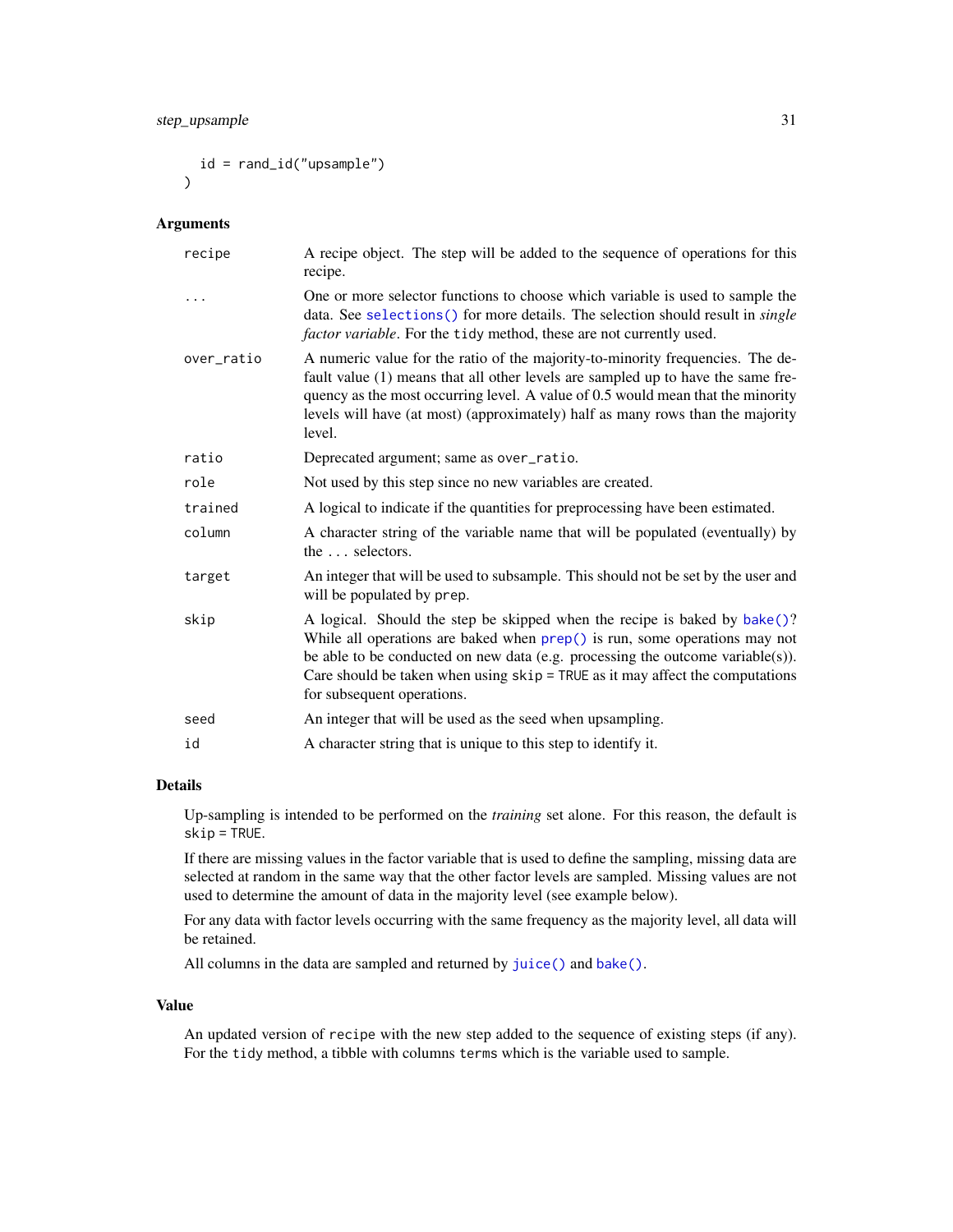```
  id = rand_id("upsample")
)
```

### Arguments

| Argument | Description |
|---|---|
| recipe | A recipe object. The step will be added to the sequence of operations for this recipe. |
| ... | One or more selector functions to choose which variable is used to sample the data. See selections() for more details. The selection should result in *single factor variable*. For the tidy method, these are not currently used. |
| over_ratio | A numeric value for the ratio of the majority-to-minority frequencies. The default value (1) means that all other levels are sampled up to have the same frequency as the most occurring level. A value of 0.5 would mean that the minority levels will have (at most) (approximately) half as many rows than the majority level. |
| ratio | Deprecated argument; same as over_ratio. |
| role | Not used by this step since no new variables are created. |
| trained | A logical to indicate if the quantities for preprocessing have been estimated. |
| column | A character string of the variable name that will be populated (eventually) by the ... selectors. |
| target | An integer that will be used to subsample. This should not be set by the user and will be populated by prep. |
| skip | A logical. Should the step be skipped when the recipe is baked by bake()? While all operations are baked when prep() is run, some operations may not be able to be conducted on new data (e.g. processing the outcome variable(s)). Care should be taken when using skip = TRUE as it may affect the computations for subsequent operations. |
| seed | An integer that will be used as the seed when upsampling. |
| id | A character string that is unique to this step to identify it. |

### Details

Up-sampling is intended to be performed on the *training* set alone. For this reason, the default is skip = TRUE.

If there are missing values in the factor variable that is used to define the sampling, missing data are selected at random in the same way that the other factor levels are sampled. Missing values are not used to determine the amount of data in the majority level (see example below).

For any data with factor levels occurring with the same frequency as the majority level, all data will be retained.

All columns in the data are sampled and returned by juice() and bake().

### Value

An updated version of recipe with the new step added to the sequence of existing steps (if any). For the tidy method, a tibble with columns terms which is the variable used to sample.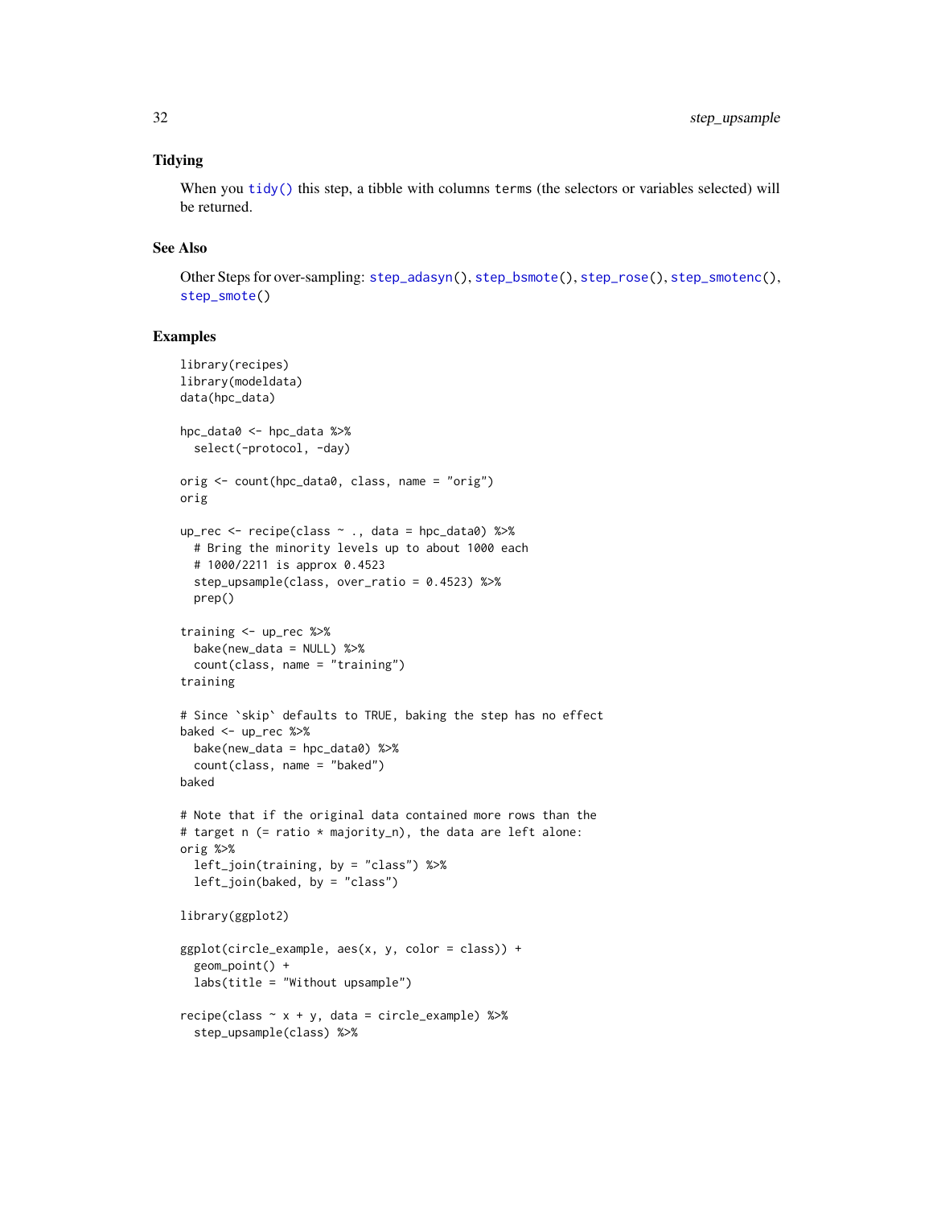### Tidying

When you `tidy()` this step, a tibble with columns `terms` (the selectors or variables selected) will be returned.

### See Also

Other Steps for over-sampling: `step_adasyn()`, `step_bsmote()`, `step_rose()`, `step_smotenc()`, `step_smote()`

### Examples

```
library(recipes)
library(modeldata)
data(hpc_data)

hpc_data0 <- hpc_data %>%
  select(-protocol, -day)

orig <- count(hpc_data0, class, name = "orig")
orig

up_rec <- recipe(class ~ ., data = hpc_data0) %>%
  # Bring the minority levels up to about 1000 each
  # 1000/2211 is approx 0.4523
  step_upsample(class, over_ratio = 0.4523) %>%
  prep()

training <- up_rec %>%
  bake(new_data = NULL) %>%
  count(class, name = "training")
training

# Since `skip` defaults to TRUE, baking the step has no effect
baked <- up_rec %>%
  bake(new_data = hpc_data0) %>%
  count(class, name = "baked")
baked

# Note that if the original data contained more rows than the
# target n (= ratio * majority_n), the data are left alone:
orig %>%
  left_join(training, by = "class") %>%
  left_join(baked, by = "class")

library(ggplot2)

ggplot(circle_example, aes(x, y, color = class)) +
  geom_point() +
  labs(title = "Without upsample")

recipe(class ~ x + y, data = circle_example) %>%
  step_upsample(class) %>%
```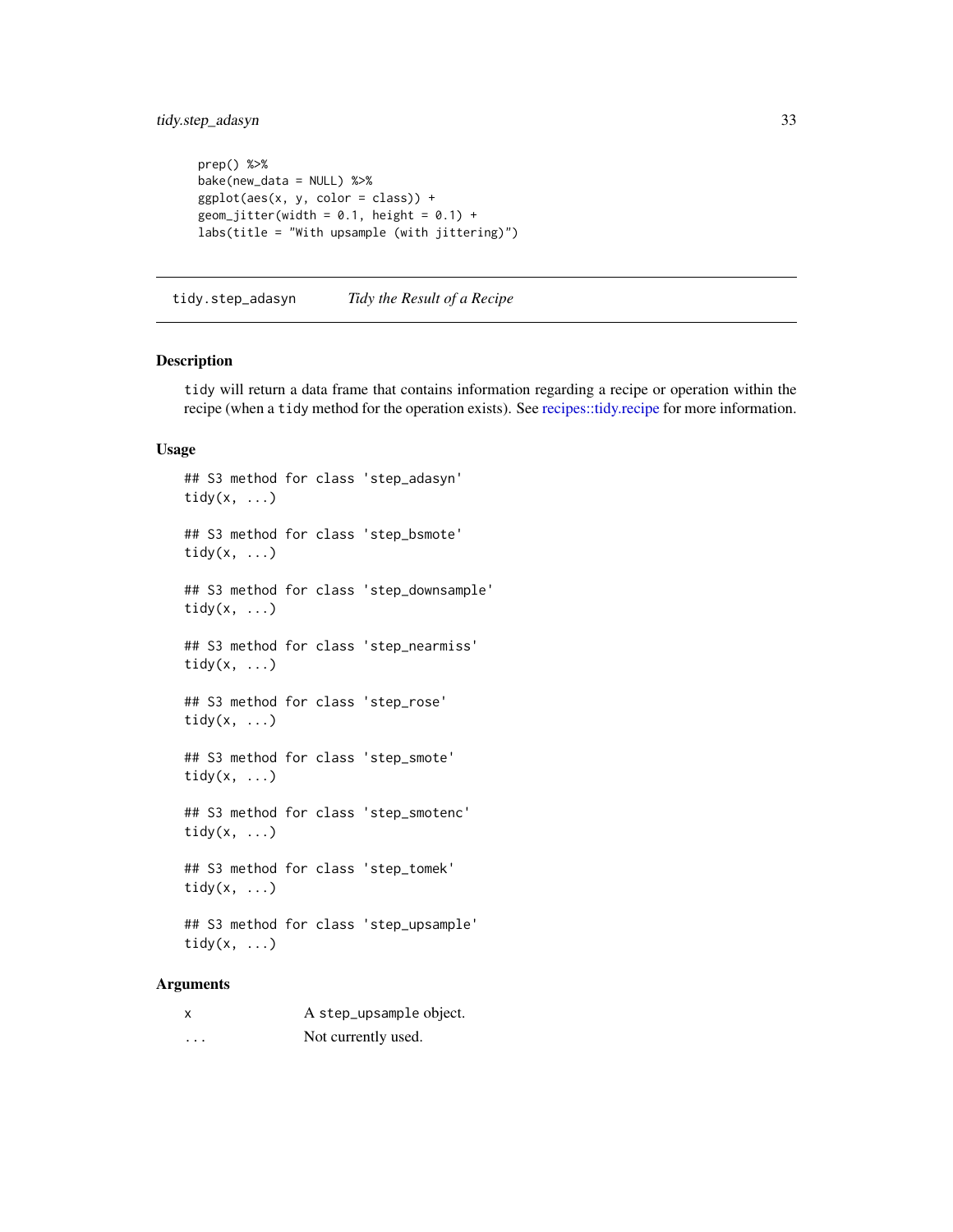```
  prep() %>%
  bake(new_data = NULL) %>%
  ggplot(aes(x, y, color = class)) +
  geom_jitter(width = 0.1, height = 0.1) +
  labs(title = "With upsample (with jittering)")
```

## tidy.step_adasyn *Tidy the Result of a Recipe*

### Description

tidy will return a data frame that contains information regarding a recipe or operation within the recipe (when a tidy method for the operation exists). See recipes::tidy.recipe for more information.

### Usage

```
## S3 method for class 'step_adasyn'
tidy(x, ...)

## S3 method for class 'step_bsmote'
tidy(x, ...)

## S3 method for class 'step_downsample'
tidy(x, ...)

## S3 method for class 'step_nearmiss'
tidy(x, ...)

## S3 method for class 'step_rose'
tidy(x, ...)

## S3 method for class 'step_smote'
tidy(x, ...)

## S3 method for class 'step_smotenc'
tidy(x, ...)

## S3 method for class 'step_tomek'
tidy(x, ...)

## S3 method for class 'step_upsample'
tidy(x, ...)
```

### Arguments

| | |
|---|---|
| x | A step_upsample object. |
| ... | Not currently used. |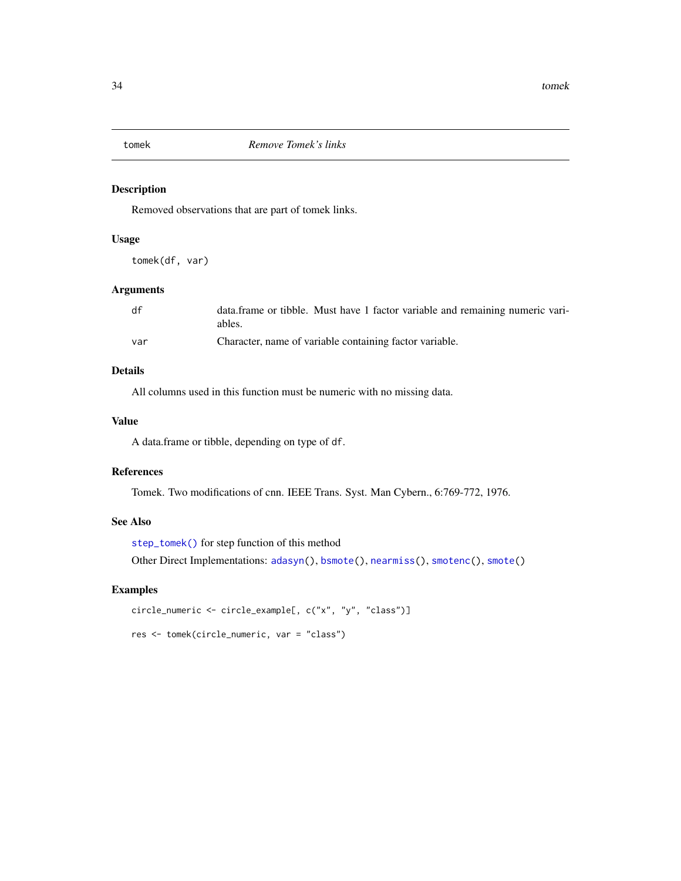# tomek *Remove Tomek's links*

## Description

Removed observations that are part of tomek links.

## Usage

```
tomek(df, var)
```

## Arguments

| | |
|---|---|
| df | data.frame or tibble. Must have 1 factor variable and remaining numeric variables. |
| var | Character, name of variable containing factor variable. |

## Details

All columns used in this function must be numeric with no missing data.

## Value

A data.frame or tibble, depending on type of `df`.

## References

Tomek. Two modifications of cnn. IEEE Trans. Syst. Man Cybern., 6:769-772, 1976.

## See Also

`step_tomek()` for step function of this method

Other Direct Implementations: `adasyn()`, `bsmote()`, `nearmiss()`, `smotenc()`, `smote()`

## Examples

```
circle_numeric <- circle_example[, c("x", "y", "class")]

res <- tomek(circle_numeric, var = "class")
```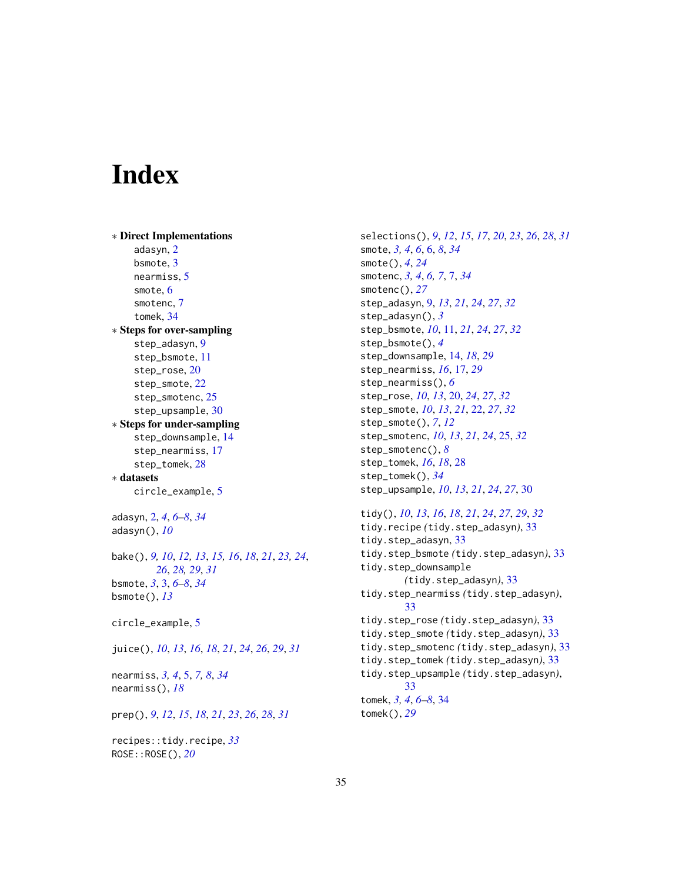# Index

∗ **Direct Implementations**
  adasyn, 2
  bsmote, 3
  nearmiss, 5
  smote, 6
  smotenc, 7
  tomek, 34
∗ **Steps for over-sampling**
  step_adasyn, 9
  step_bsmote, 11
  step_rose, 20
  step_smote, 22
  step_smotenc, 25
  step_upsample, 30
∗ **Steps for under-sampling**
  step_downsample, 14
  step_nearmiss, 17
  step_tomek, 28
∗ **datasets**
  circle_example, 5

adasyn, 2, *4*, *6–8*, *34*
adasyn(), *10*

bake(), *9, 10, 12, 13, 15, 16, 18, 21, 23, 24, 26, 28, 29, 31*
bsmote, *3*, 3, *6–8*, *34*
bsmote(), *13*

circle_example, 5

juice(), *10, 13, 16, 18, 21, 24, 26, 29, 31*

nearmiss, *3, 4*, 5, *7, 8, 34*
nearmiss(), *18*

prep(), *9, 12, 15, 18, 21, 23, 26, 28, 31*

recipes::tidy.recipe, *33*
ROSE::ROSE(), *20*

selections(), *9, 12, 15, 17, 20, 23, 26, 28, 31*
smote, *3, 4, 6*, 6, *8, 34*
smote(), *4, 24*
smotenc, *3, 4, 6, 7*, 7, *34*
smotenc(), *27*
step_adasyn, 9, *13, 21, 24, 27, 32*
step_adasyn(), *3*
step_bsmote, *10*, 11, *21, 24, 27, 32*
step_bsmote(), *4*
step_downsample, 14, *18, 29*
step_nearmiss, *16*, 17, *29*
step_nearmiss(), *6*
step_rose, *10, 13*, 20, *24, 27, 32*
step_smote, *10, 13, 21*, 22, *27, 32*
step_smote(), *7, 12*
step_smotenc, *10, 13, 21, 24*, 25, *32*
step_smotenc(), *8*
step_tomek, *16, 18*, 28
step_tomek(), *34*
step_upsample, *10, 13, 21, 24, 27*, 30

tidy(), *10, 13, 16, 18, 21, 24, 27, 29, 32*
tidy.recipe *(tidy.step_adasyn)*, 33
tidy.step_adasyn, 33
tidy.step_bsmote *(tidy.step_adasyn)*, 33
tidy.step_downsample *(tidy.step_adasyn)*, 33
tidy.step_nearmiss *(tidy.step_adasyn)*, 33
tidy.step_rose *(tidy.step_adasyn)*, 33
tidy.step_smote *(tidy.step_adasyn)*, 33
tidy.step_smotenc *(tidy.step_adasyn)*, 33
tidy.step_tomek *(tidy.step_adasyn)*, 33
tidy.step_upsample *(tidy.step_adasyn)*, 33
tomek, *3, 4, 6–8*, 34
tomek(), *29*